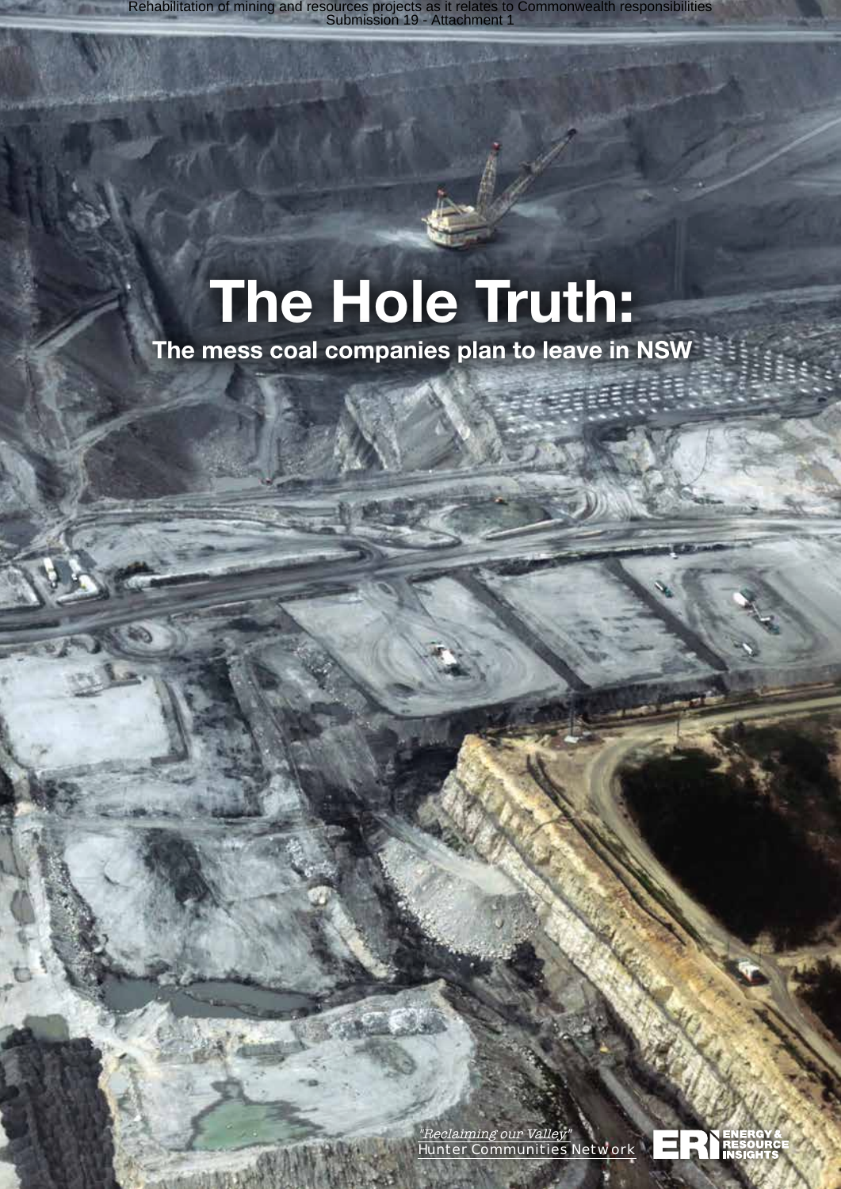Rehabilitation of mining and resources projects as it relates to Commonwealth responsibilities
Submission 19 - Attachment 1

# The Hole Truth:

## The mess coal companies plan to leave in NSW

*"Reclaiming our Valley"*
Hunter Communities Network

ENERGY & RESOURCE INSIGHTS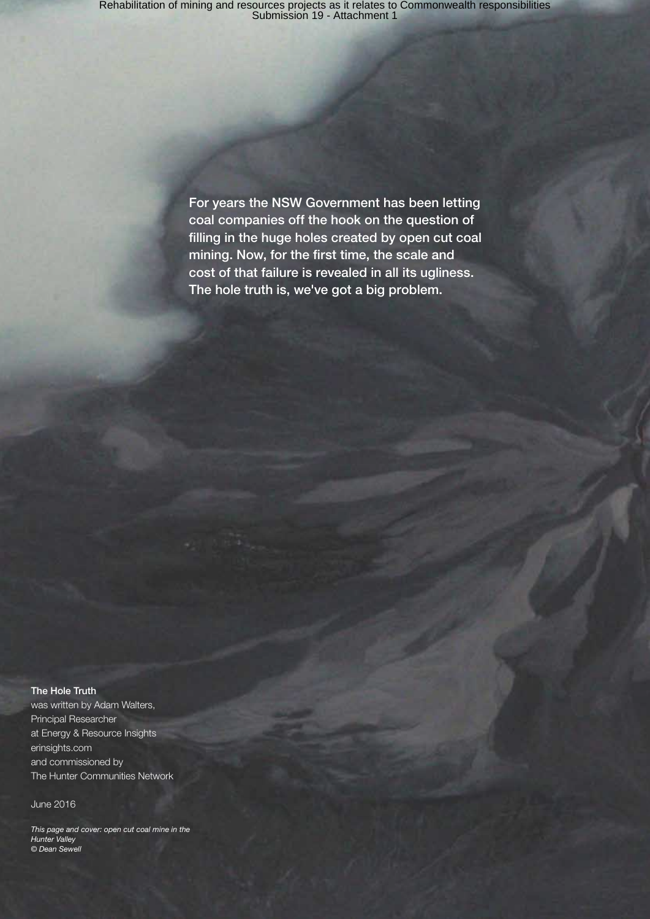For years the NSW Government has been letting coal companies off the hook on the question of filling in the huge holes created by open cut coal mining. Now, for the first time, the scale and cost of that failure is revealed in all its ugliness. The hole truth is, we've got a big problem.

**The Hole Truth**
was written by Adam Walters,
Principal Researcher
at Energy & Resource Insights
erinsights.com
and commissioned by
The Hunter Communities Network

June 2016

*This page and cover: open cut coal mine in the Hunter Valley*
*© Dean Sewell*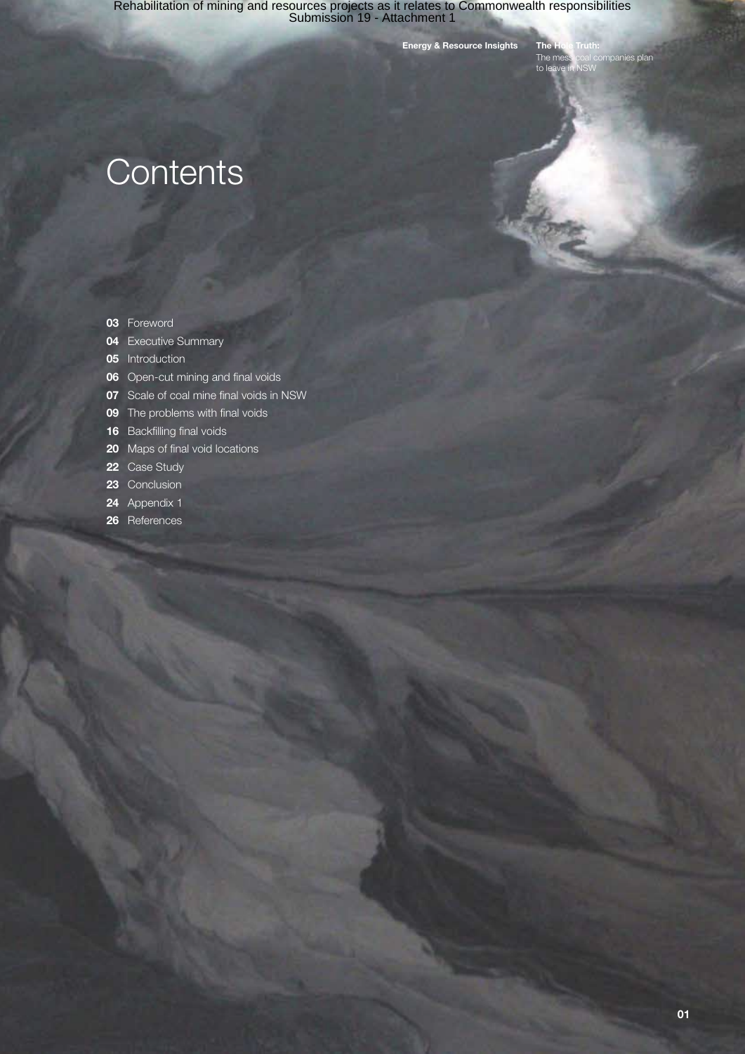# Contents

**03** Foreword
**04** Executive Summary
**05** Introduction
**06** Open-cut mining and final voids
**07** Scale of coal mine final voids in NSW
**09** The problems with final voids
**16** Backfilling final voids
**20** Maps of final void locations
**22** Case Study
**23** Conclusion
**24** Appendix 1
**26** References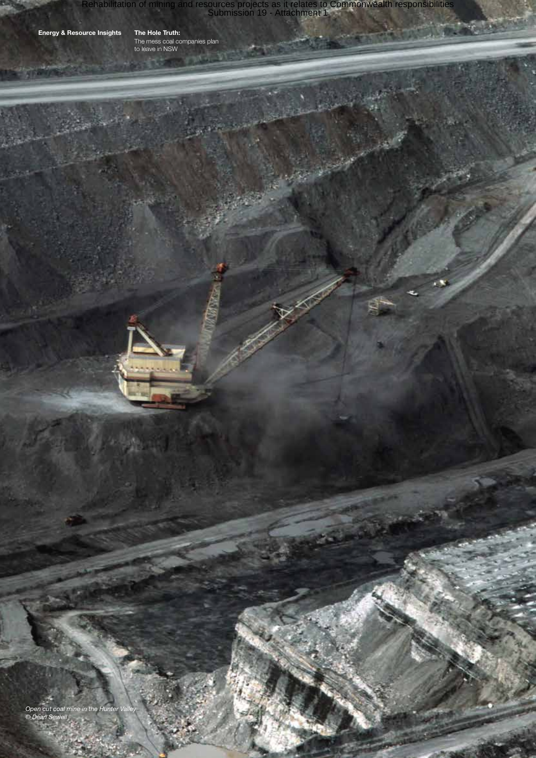Open cut coal mine in the Hunter Valley
© Dean Sewell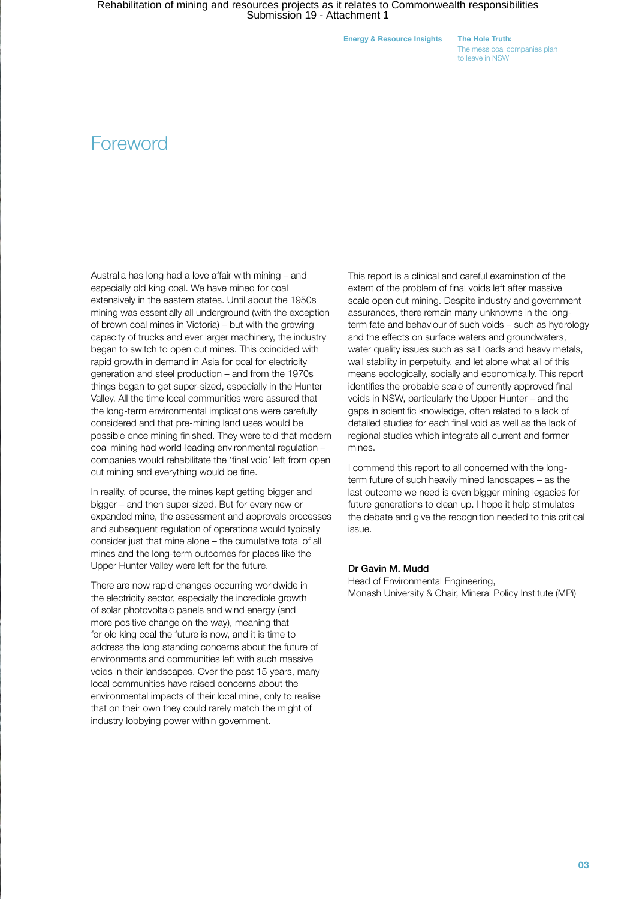# Foreword

Australia has long had a love affair with mining – and especially old king coal. We have mined for coal extensively in the eastern states. Until about the 1950s mining was essentially all underground (with the exception of brown coal mines in Victoria) – but with the growing capacity of trucks and ever larger machinery, the industry began to switch to open cut mines. This coincided with rapid growth in demand in Asia for coal for electricity generation and steel production – and from the 1970s things began to get super-sized, especially in the Hunter Valley. All the time local communities were assured that the long-term environmental implications were carefully considered and that pre-mining land uses would be possible once mining finished. They were told that modern coal mining had world-leading environmental regulation – companies would rehabilitate the 'final void' left from open cut mining and everything would be fine.

In reality, of course, the mines kept getting bigger and bigger – and then super-sized. But for every new or expanded mine, the assessment and approvals processes and subsequent regulation of operations would typically consider just that mine alone – the cumulative total of all mines and the long-term outcomes for places like the Upper Hunter Valley were left for the future.

There are now rapid changes occurring worldwide in the electricity sector, especially the incredible growth of solar photovoltaic panels and wind energy (and more positive change on the way), meaning that for old king coal the future is now, and it is time to address the long standing concerns about the future of environments and communities left with such massive voids in their landscapes. Over the past 15 years, many local communities have raised concerns about the environmental impacts of their local mine, only to realise that on their own they could rarely match the might of industry lobbying power within government.

This report is a clinical and careful examination of the extent of the problem of final voids left after massive scale open cut mining. Despite industry and government assurances, there remain many unknowns in the long-term fate and behaviour of such voids – such as hydrology and the effects on surface waters and groundwaters, water quality issues such as salt loads and heavy metals, wall stability in perpetuity, and let alone what all of this means ecologically, socially and economically. This report identifies the probable scale of currently approved final voids in NSW, particularly the Upper Hunter – and the gaps in scientific knowledge, often related to a lack of detailed studies for each final void as well as the lack of regional studies which integrate all current and former mines.

I commend this report to all concerned with the long-term future of such heavily mined landscapes – as the last outcome we need is even bigger mining legacies for future generations to clean up. I hope it help stimulates the debate and give the recognition needed to this critical issue.

**Dr Gavin M. Mudd**
Head of Environmental Engineering,
Monash University & Chair, Mineral Policy Institute (MPi)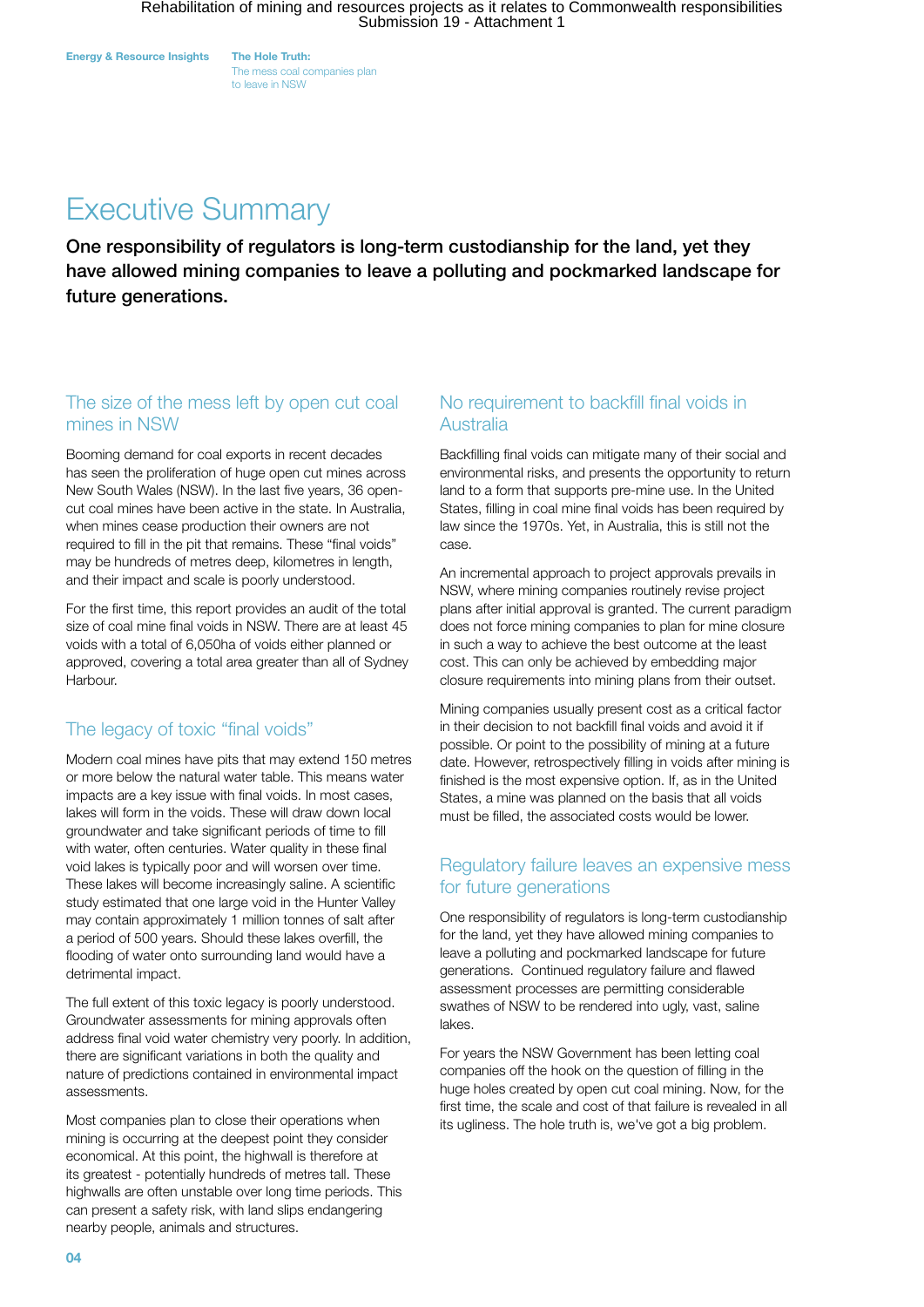# Executive Summary

**One responsibility of regulators is long-term custodianship for the land, yet they have allowed mining companies to leave a polluting and pockmarked landscape for future generations.**

## The size of the mess left by open cut coal mines in NSW

Booming demand for coal exports in recent decades has seen the proliferation of huge open cut mines across New South Wales (NSW). In the last five years, 36 open-cut coal mines have been active in the state. In Australia, when mines cease production their owners are not required to fill in the pit that remains. These "final voids" may be hundreds of metres deep, kilometres in length, and their impact and scale is poorly understood.

For the first time, this report provides an audit of the total size of coal mine final voids in NSW. There are at least 45 voids with a total of 6,050ha of voids either planned or approved, covering a total area greater than all of Sydney Harbour.

## The legacy of toxic "final voids"

Modern coal mines have pits that may extend 150 metres or more below the natural water table. This means water impacts are a key issue with final voids. In most cases, lakes will form in the voids. These will draw down local groundwater and take significant periods of time to fill with water, often centuries. Water quality in these final void lakes is typically poor and will worsen over time. These lakes will become increasingly saline. A scientific study estimated that one large void in the Hunter Valley may contain approximately 1 million tonnes of salt after a period of 500 years. Should these lakes overfill, the flooding of water onto surrounding land would have a detrimental impact.

The full extent of this toxic legacy is poorly understood. Groundwater assessments for mining approvals often address final void water chemistry very poorly. In addition, there are significant variations in both the quality and nature of predictions contained in environmental impact assessments.

Most companies plan to close their operations when mining is occurring at the deepest point they consider economical. At this point, the highwall is therefore at its greatest - potentially hundreds of metres tall. These highwalls are often unstable over long time periods. This can present a safety risk, with land slips endangering nearby people, animals and structures.

## No requirement to backfill final voids in Australia

Backfilling final voids can mitigate many of their social and environmental risks, and presents the opportunity to return land to a form that supports pre-mine use. In the United States, filling in coal mine final voids has been required by law since the 1970s. Yet, in Australia, this is still not the case.

An incremental approach to project approvals prevails in NSW, where mining companies routinely revise project plans after initial approval is granted. The current paradigm does not force mining companies to plan for mine closure in such a way to achieve the best outcome at the least cost. This can only be achieved by embedding major closure requirements into mining plans from their outset.

Mining companies usually present cost as a critical factor in their decision to not backfill final voids and avoid it if possible. Or point to the possibility of mining at a future date. However, retrospectively filling in voids after mining is finished is the most expensive option. If, as in the United States, a mine was planned on the basis that all voids must be filled, the associated costs would be lower.

## Regulatory failure leaves an expensive mess for future generations

One responsibility of regulators is long-term custodianship for the land, yet they have allowed mining companies to leave a polluting and pockmarked landscape for future generations. Continued regulatory failure and flawed assessment processes are permitting considerable swathes of NSW to be rendered into ugly, vast, saline lakes.

For years the NSW Government has been letting coal companies off the hook on the question of filling in the huge holes created by open cut coal mining. Now, for the first time, the scale and cost of that failure is revealed in all its ugliness. The hole truth is, we've got a big problem.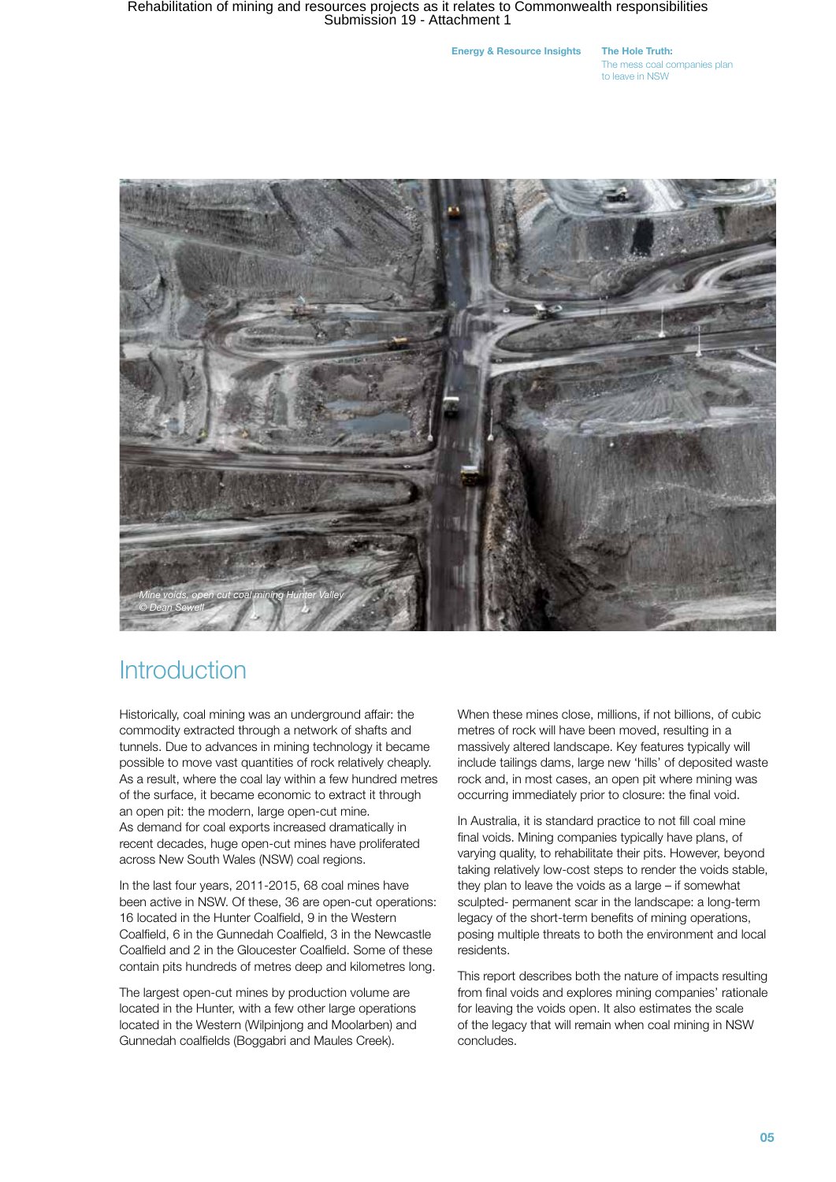Mine voids, open cut coal mining Hunter Valley
© Dean Sewell

# Introduction

Historically, coal mining was an underground affair: the commodity extracted through a network of shafts and tunnels. Due to advances in mining technology it became possible to move vast quantities of rock relatively cheaply. As a result, where the coal lay within a few hundred metres of the surface, it became economic to extract it through an open pit: the modern, large open-cut mine. As demand for coal exports increased dramatically in recent decades, huge open-cut mines have proliferated across New South Wales (NSW) coal regions.

In the last four years, 2011-2015, 68 coal mines have been active in NSW. Of these, 36 are open-cut operations: 16 located in the Hunter Coalfield, 9 in the Western Coalfield, 6 in the Gunnedah Coalfield, 3 in the Newcastle Coalfield and 2 in the Gloucester Coalfield. Some of these contain pits hundreds of metres deep and kilometres long.

The largest open-cut mines by production volume are located in the Hunter, with a few other large operations located in the Western (Wilpinjong and Moolarben) and Gunnedah coalfields (Boggabri and Maules Creek).

When these mines close, millions, if not billions, of cubic metres of rock will have been moved, resulting in a massively altered landscape. Key features typically will include tailings dams, large new 'hills' of deposited waste rock and, in most cases, an open pit where mining was occurring immediately prior to closure: the final void.

In Australia, it is standard practice to not fill coal mine final voids. Mining companies typically have plans, of varying quality, to rehabilitate their pits. However, beyond taking relatively low-cost steps to render the voids stable, they plan to leave the voids as a large – if somewhat sculpted- permanent scar in the landscape: a long-term legacy of the short-term benefits of mining operations, posing multiple threats to both the environment and local residents.

This report describes both the nature of impacts resulting from final voids and explores mining companies' rationale for leaving the voids open. It also estimates the scale of the legacy that will remain when coal mining in NSW concludes.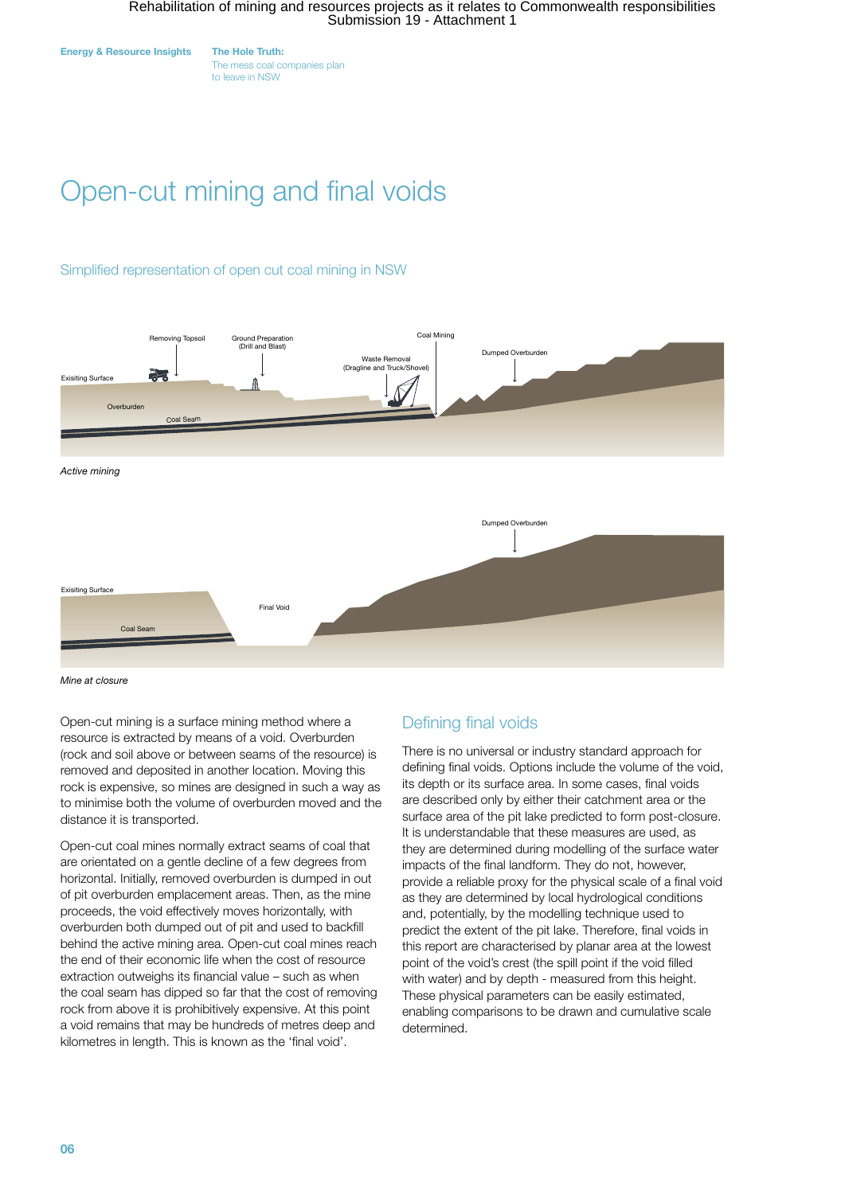# Open-cut mining and final voids

## Simplified representation of open cut coal mining in NSW

Removing Topsoil

Ground Preparation (Drill and Blast)

Coal Mining

Waste Removal (Dragline and Truck/Shovel)

Dumped Overburden

Exisiting Surface

Overburden

Coal Seam

*Active mining*

Dumped Overburden

Exisiting Surface

Final Void

Coal Seam

*Mine at closure*

Open-cut mining is a surface mining method where a resource is extracted by means of a void. Overburden (rock and soil above or between seams of the resource) is removed and deposited in another location. Moving this rock is expensive, so mines are designed in such a way as to minimise both the volume of overburden moved and the distance it is transported.

Open-cut coal mines normally extract seams of coal that are orientated on a gentle decline of a few degrees from horizontal. Initially, removed overburden is dumped in out of pit overburden emplacement areas. Then, as the mine proceeds, the void effectively moves horizontally, with overburden both dumped out of pit and used to backfill behind the active mining area. Open-cut coal mines reach the end of their economic life when the cost of resource extraction outweighs its financial value – such as when the coal seam has dipped so far that the cost of removing rock from above it is prohibitively expensive. At this point a void remains that may be hundreds of metres deep and kilometres in length. This is known as the 'final void'.

## Defining final voids

There is no universal or industry standard approach for defining final voids. Options include the volume of the void, its depth or its surface area. In some cases, final voids are described only by either their catchment area or the surface area of the pit lake predicted to form post-closure. It is understandable that these measures are used, as they are determined during modelling of the surface water impacts of the final landform. They do not, however, provide a reliable proxy for the physical scale of a final void as they are determined by local hydrological conditions and, potentially, by the modelling technique used to predict the extent of the pit lake. Therefore, final voids in this report are characterised by planar area at the lowest point of the void's crest (the spill point if the void filled with water) and by depth - measured from this height. These physical parameters can be easily estimated, enabling comparisons to be drawn and cumulative scale determined.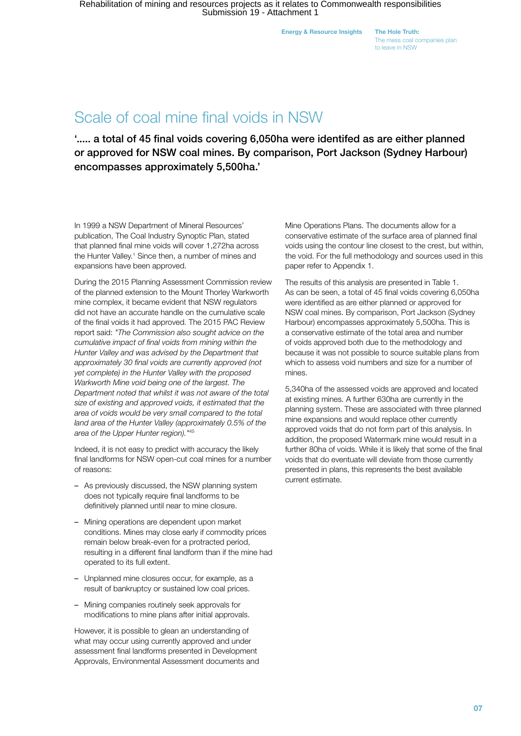# Scale of coal mine final voids in NSW

**'..... a total of 45 final voids covering 6,050ha were identifed as are either planned or approved for NSW coal mines. By comparison, Port Jackson (Sydney Harbour) encompasses approximately 5,500ha.'**

In 1999 a NSW Department of Mineral Resources' publication, The Coal Industry Synoptic Plan, stated that planned final mine voids will cover 1,272ha across the Hunter Valley.[1] Since then, a number of mines and expansions have been approved.

During the 2015 Planning Assessment Commission review of the planned extension to the Mount Thorley Warkworth mine complex, it became evident that NSW regulators did not have an accurate handle on the cumulative scale of the final voids it had approved. The 2015 PAC Review report said: "*The Commission also sought advice on the cumulative impact of final voids from mining within the Hunter Valley and was advised by the Department that approximately 30 final voids are currently approved (not yet complete) in the Hunter Valley with the proposed Warkworth Mine void being one of the largest. The Department noted that whilst it was not aware of the total size of existing and approved voids, it estimated that the area of voids would be very small compared to the total land area of the Hunter Valley (approximately 0.5% of the area of the Upper Hunter region).*"[45]

Indeed, it is not easy to predict with accuracy the likely final landforms for NSW open-cut coal mines for a number of reasons:

- As previously discussed, the NSW planning system does not typically require final landforms to be definitively planned until near to mine closure.
- Mining operations are dependent upon market conditions. Mines may close early if commodity prices remain below break-even for a protracted period, resulting in a different final landform than if the mine had operated to its full extent.
- Unplanned mine closures occur, for example, as a result of bankruptcy or sustained low coal prices.
- Mining companies routinely seek approvals for modifications to mine plans after initial approvals.

However, it is possible to glean an understanding of what may occur using currently approved and under assessment final landforms presented in Development Approvals, Environmental Assessment documents and Mine Operations Plans. The documents allow for a conservative estimate of the surface area of planned final voids using the contour line closest to the crest, but within, the void. For the full methodology and sources used in this paper refer to Appendix 1.

The results of this analysis are presented in Table 1. As can be seen, a total of 45 final voids covering 6,050ha were identified as are either planned or approved for NSW coal mines. By comparison, Port Jackson (Sydney Harbour) encompasses approximately 5,500ha. This is a conservative estimate of the total area and number of voids approved both due to the methodology and because it was not possible to source suitable plans from which to assess void numbers and size for a number of mines.

5,340ha of the assessed voids are approved and located at existing mines. A further 630ha are currently in the planning system. These are associated with three planned mine expansions and would replace other currently approved voids that do not form part of this analysis. In addition, the proposed Watermark mine would result in a further 80ha of voids. While it is likely that some of the final voids that do eventuate will deviate from those currently presented in plans, this represents the best available current estimate.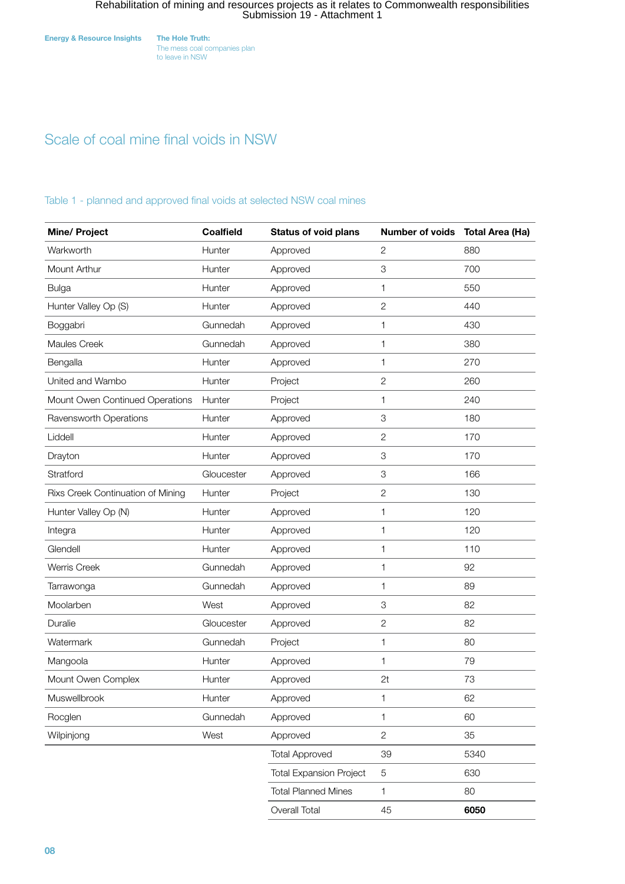# Scale of coal mine final voids in NSW

Table 1 - planned and approved final voids at selected NSW coal mines

| Mine/ Project | Coalfield | Status of void plans | Number of voids | Total Area (Ha) |
|---|---|---|---|---|
| Warkworth | Hunter | Approved | 2 | 880 |
| Mount Arthur | Hunter | Approved | 3 | 700 |
| Bulga | Hunter | Approved | 1 | 550 |
| Hunter Valley Op (S) | Hunter | Approved | 2 | 440 |
| Boggabri | Gunnedah | Approved | 1 | 430 |
| Maules Creek | Gunnedah | Approved | 1 | 380 |
| Bengalla | Hunter | Approved | 1 | 270 |
| United and Wambo | Hunter | Project | 2 | 260 |
| Mount Owen Continued Operations | Hunter | Project | 1 | 240 |
| Ravensworth Operations | Hunter | Approved | 3 | 180 |
| Liddell | Hunter | Approved | 2 | 170 |
| Drayton | Hunter | Approved | 3 | 170 |
| Stratford | Gloucester | Approved | 3 | 166 |
| Rixs Creek Continuation of Mining | Hunter | Project | 2 | 130 |
| Hunter Valley Op (N) | Hunter | Approved | 1 | 120 |
| Integra | Hunter | Approved | 1 | 120 |
| Glendell | Hunter | Approved | 1 | 110 |
| Werris Creek | Gunnedah | Approved | 1 | 92 |
| Tarrawonga | Gunnedah | Approved | 1 | 89 |
| Moolarben | West | Approved | 3 | 82 |
| Duralie | Gloucester | Approved | 2 | 82 |
| Watermark | Gunnedah | Project | 1 | 80 |
| Mangoola | Hunter | Approved | 1 | 79 |
| Mount Owen Complex | Hunter | Approved | 2t | 73 |
| Muswellbrook | Hunter | Approved | 1 | 62 |
| Rocglen | Gunnedah | Approved | 1 | 60 |
| Wilpinjong | West | Approved | 2 | 35 |
| | | Total Approved | 39 | 5340 |
| | | Total Expansion Project | 5 | 630 |
| | | Total Planned Mines | 1 | 80 |
| | | Overall Total | 45 | **6050** |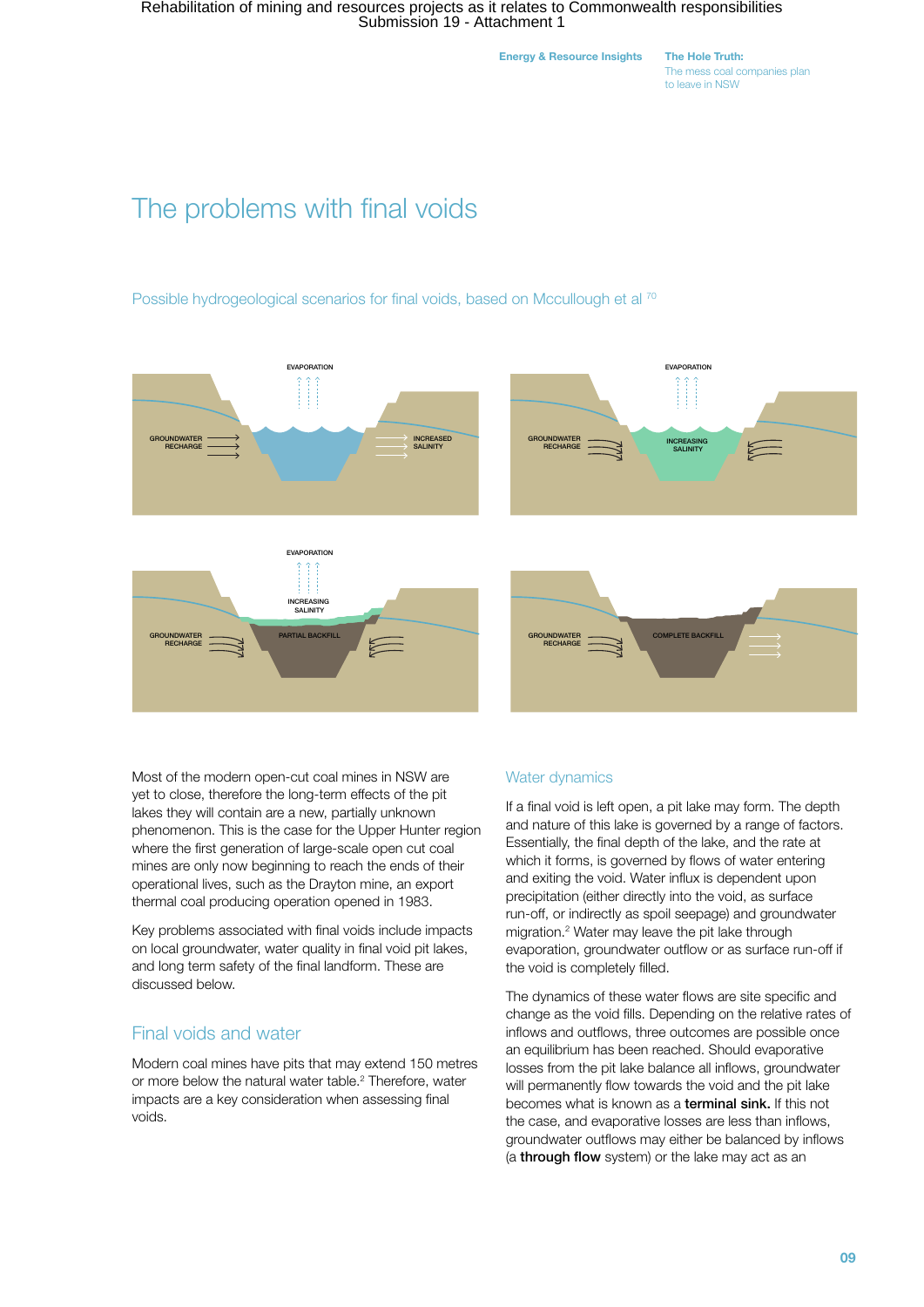# The problems with final voids

Possible hydrogeological scenarios for final voids, based on Mccullough et al [70]

EVAPORATION

GROUNDWATER RECHARGE

INCREASED SALINITY

EVAPORATION

GROUNDWATER RECHARGE

INCREASING SALINITY

EVAPORATION

INCREASING SALINITY

GROUNDWATER RECHARGE

PARTIAL BACKFILL

GROUNDWATER RECHARGE

COMPLETE BACKFILL

Most of the modern open-cut coal mines in NSW are yet to close, therefore the long-term effects of the pit lakes they will contain are a new, partially unknown phenomenon. This is the case for the Upper Hunter region where the first generation of large-scale open cut coal mines are only now beginning to reach the ends of their operational lives, such as the Drayton mine, an export thermal coal producing operation opened in 1983.

Key problems associated with final voids include impacts on local groundwater, water quality in final void pit lakes, and long term safety of the final landform. These are discussed below.

## Final voids and water

Modern coal mines have pits that may extend 150 metres or more below the natural water table.[2] Therefore, water impacts are a key consideration when assessing final voids.

## Water dynamics

If a final void is left open, a pit lake may form. The depth and nature of this lake is governed by a range of factors. Essentially, the final depth of the lake, and the rate at which it forms, is governed by flows of water entering and exiting the void. Water influx is dependent upon precipitation (either directly into the void, as surface run-off, or indirectly as spoil seepage) and groundwater migration.[2] Water may leave the pit lake through evaporation, groundwater outflow or as surface run-off if the void is completely filled.

The dynamics of these water flows are site specific and change as the void fills. Depending on the relative rates of inflows and outflows, three outcomes are possible once an equilibrium has been reached. Should evaporative losses from the pit lake balance all inflows, groundwater will permanently flow towards the void and the pit lake becomes what is known as a **terminal sink.** If this not the case, and evaporative losses are less than inflows, groundwater outflows may either be balanced by inflows (a **through flow** system) or the lake may act as an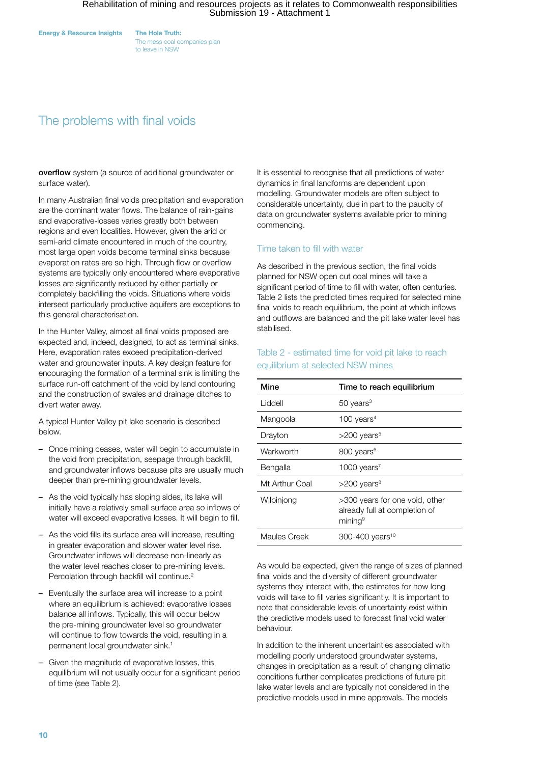## The problems with final voids

**overflow** system (a source of additional groundwater or surface water).

In many Australian final voids precipitation and evaporation are the dominant water flows. The balance of rain-gains and evaporative-losses varies greatly both between regions and even localities. However, given the arid or semi-arid climate encountered in much of the country, most large open voids become terminal sinks because evaporation rates are so high. Through flow or overflow systems are typically only encountered where evaporative losses are significantly reduced by either partially or completely backfilling the voids. Situations where voids intersect particularly productive aquifers are exceptions to this general characterisation.

In the Hunter Valley, almost all final voids proposed are expected and, indeed, designed, to act as terminal sinks. Here, evaporation rates exceed precipitation-derived water and groundwater inputs. A key design feature for encouraging the formation of a terminal sink is limiting the surface run-off catchment of the void by land contouring and the construction of swales and drainage ditches to divert water away.

A typical Hunter Valley pit lake scenario is described below.

- Once mining ceases, water will begin to accumulate in the void from precipitation, seepage through backfill, and groundwater inflows because pits are usually much deeper than pre-mining groundwater levels.
- As the void typically has sloping sides, its lake will initially have a relatively small surface area so inflows of water will exceed evaporative losses. It will begin to fill.
- As the void fills its surface area will increase, resulting in greater evaporation and slower water level rise. Groundwater inflows will decrease non-linearly as the water level reaches closer to pre-mining levels. Percolation through backfill will continue.[2]
- Eventually the surface area will increase to a point where an equilibrium is achieved: evaporative losses balance all inflows. Typically, this will occur below the pre-mining groundwater level so groundwater will continue to flow towards the void, resulting in a permanent local groundwater sink.[1]
- Given the magnitude of evaporative losses, this equilibrium will not usually occur for a significant period of time (see Table 2).

It is essential to recognise that all predictions of water dynamics in final landforms are dependent upon modelling. Groundwater models are often subject to considerable uncertainty, due in part to the paucity of data on groundwater systems available prior to mining commencing.

### Time taken to fill with water

As described in the previous section, the final voids planned for NSW open cut coal mines will take a significant period of time to fill with water, often centuries. Table 2 lists the predicted times required for selected mine final voids to reach equilibrium, the point at which inflows and outflows are balanced and the pit lake water level has stabilised.

#### Table 2 - estimated time for void pit lake to reach equilibrium at selected NSW mines

| Mine | Time to reach equilibrium |
|---|---|
| Liddell | 50 years[3] |
| Mangoola | 100 years[4] |
| Drayton | >200 years[5] |
| Warkworth | 800 years[6] |
| Bengalla | 1000 years[7] |
| Mt Arthur Coal | >200 years[8] |
| Wilpinjong | >300 years for one void, other already full at completion of mining[9] |
| Maules Creek | 300-400 years[10] |

As would be expected, given the range of sizes of planned final voids and the diversity of different groundwater systems they interact with, the estimates for how long voids will take to fill varies significantly. It is important to note that considerable levels of uncertainty exist within the predictive models used to forecast final void water behaviour.

In addition to the inherent uncertainties associated with modelling poorly understood groundwater systems, changes in precipitation as a result of changing climatic conditions further complicates predictions of future pit lake water levels and are typically not considered in the predictive models used in mine approvals. The models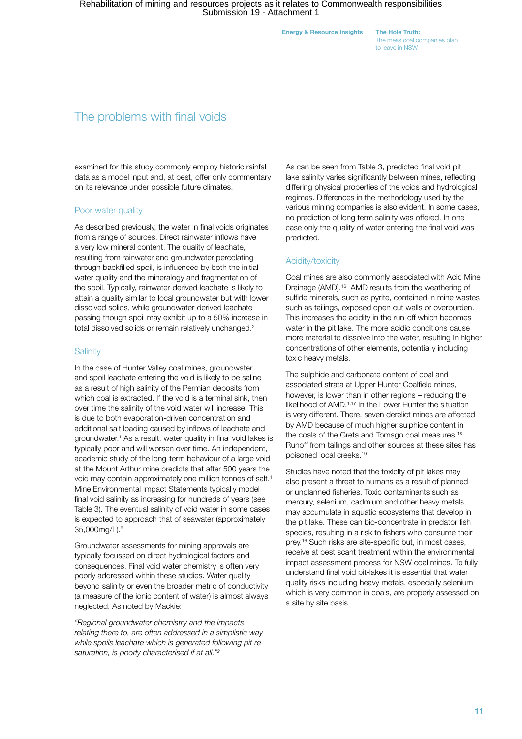## The problems with final voids

examined for this study commonly employ historic rainfall data as a model input and, at best, offer only commentary on its relevance under possible future climates.

### Poor water quality

As described previously, the water in final voids originates from a range of sources. Direct rainwater inflows have a very low mineral content. The quality of leachate, resulting from rainwater and groundwater percolating through backfilled spoil, is influenced by both the initial water quality and the mineralogy and fragmentation of the spoil. Typically, rainwater-derived leachate is likely to attain a quality similar to local groundwater but with lower dissolved solids, while groundwater-derived leachate passing though spoil may exhibit up to a 50% increase in total dissolved solids or remain relatively unchanged.[2]

### Salinity

In the case of Hunter Valley coal mines, groundwater and spoil leachate entering the void is likely to be saline as a result of high salinity of the Permian deposits from which coal is extracted. If the void is a terminal sink, then over time the salinity of the void water will increase. This is due to both evaporation-driven concentration and additional salt loading caused by inflows of leachate and groundwater.[1] As a result, water quality in final void lakes is typically poor and will worsen over time. An independent, academic study of the long-term behaviour of a large void at the Mount Arthur mine predicts that after 500 years the void may contain approximately one million tonnes of salt.[1] Mine Environmental Impact Statements typically model final void salinity as increasing for hundreds of years (see Table 3). The eventual salinity of void water in some cases is expected to approach that of seawater (approximately 35,000mg/L).[9]

Groundwater assessments for mining approvals are typically focussed on direct hydrological factors and consequences. Final void water chemistry is often very poorly addressed within these studies. Water quality beyond salinity or even the broader metric of conductivity (a measure of the ionic content of water) is almost always neglected. As noted by Mackie:

*"Regional groundwater chemistry and the impacts relating there to, are often addressed in a simplistic way while spoils leachate which is generated following pit re-saturation, is poorly characterised if at all."*[2]

As can be seen from Table 3, predicted final void pit lake salinity varies significantly between mines, reflecting differing physical properties of the voids and hydrological regimes. Differences in the methodology used by the various mining companies is also evident. In some cases, no prediction of long term salinity was offered. In one case only the quality of water entering the final void was predicted.

### Acidity/toxicity

Coal mines are also commonly associated with Acid Mine Drainage (AMD).[16] AMD results from the weathering of sulfide minerals, such as pyrite, contained in mine wastes such as tailings, exposed open cut walls or overburden. This increases the acidity in the run-off which becomes water in the pit lake. The more acidic conditions cause more material to dissolve into the water, resulting in higher concentrations of other elements, potentially including toxic heavy metals.

The sulphide and carbonate content of coal and associated strata at Upper Hunter Coalfield mines, however, is lower than in other regions – reducing the likelihood of AMD.[1,17] In the Lower Hunter the situation is very different. There, seven derelict mines are affected by AMD because of much higher sulphide content in the coals of the Greta and Tomago coal measures.[18] Runoff from tailings and other sources at these sites has poisoned local creeks.[19]

Studies have noted that the toxicity of pit lakes may also present a threat to humans as a result of planned or unplanned fisheries. Toxic contaminants such as mercury, selenium, cadmium and other heavy metals may accumulate in aquatic ecosystems that develop in the pit lake. These can bio-concentrate in predator fish species, resulting in a risk to fishers who consume their prey.[16] Such risks are site-specific but, in most cases, receive at best scant treatment within the environmental impact assessment process for NSW coal mines. To fully understand final void pit-lakes it is essential that water quality risks including heavy metals, especially selenium which is very common in coals, are properly assessed on a site by site basis.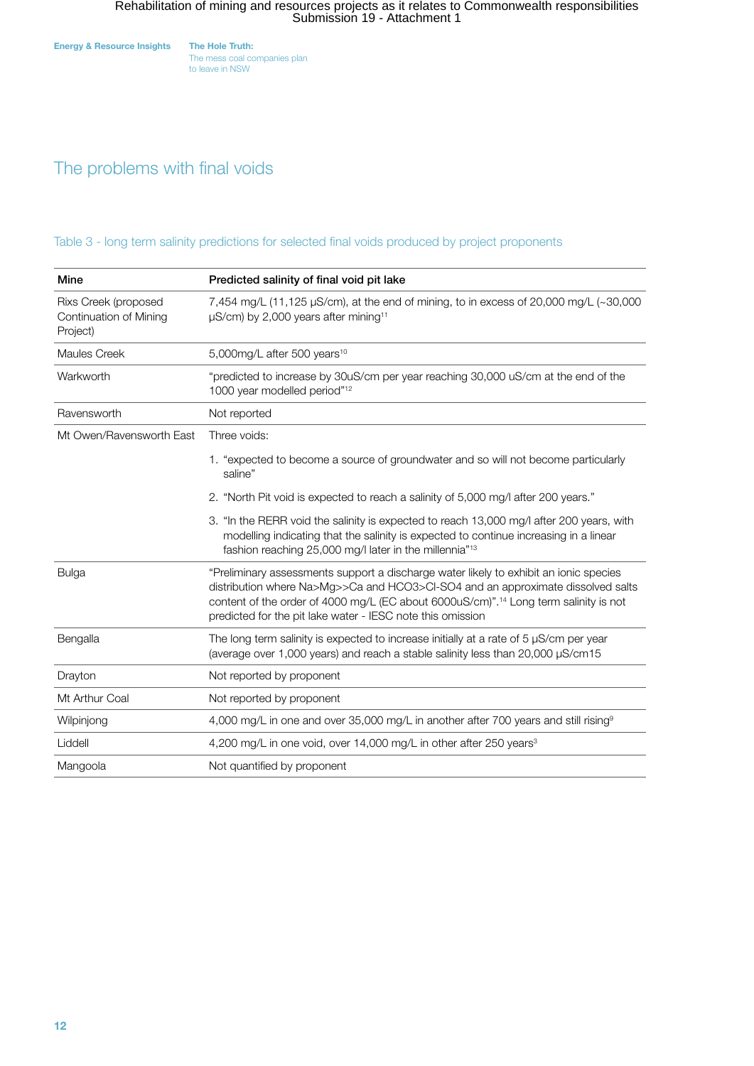## The problems with final voids

Table 3 - long term salinity predictions for selected final voids produced by project proponents

| Mine | Predicted salinity of final void pit lake |
|---|---|
| Rixs Creek (proposed Continuation of Mining Project) | 7,454 mg/L (11,125 µS/cm), at the end of mining, to in excess of 20,000 mg/L (~30,000 µS/cm) by 2,000 years after mining[11] |
| Maules Creek | 5,000mg/L after 500 years[10] |
| Warkworth | "predicted to increase by 30uS/cm per year reaching 30,000 uS/cm at the end of the 1000 year modelled period"[12] |
| Ravensworth | Not reported |
| Mt Owen/Ravensworth East | Three voids: 1. "expected to become a source of groundwater and so will not become particularly saline" 2. "North Pit void is expected to reach a salinity of 5,000 mg/l after 200 years." 3. "In the RERR void the salinity is expected to reach 13,000 mg/l after 200 years, with modelling indicating that the salinity is expected to continue increasing in a linear fashion reaching 25,000 mg/l later in the millennia"[13] |
| Bulga | "Preliminary assessments support a discharge water likely to exhibit an ionic species distribution where Na>Mg>>Ca and HCO3>Cl-SO4 and an approximate dissolved salts content of the order of 4000 mg/L (EC about 6000uS/cm)".[14] Long term salinity is not predicted for the pit lake water - IESC note this omission |
| Bengalla | The long term salinity is expected to increase initially at a rate of 5 µS/cm per year (average over 1,000 years) and reach a stable salinity less than 20,000 µS/cm15 |
| Drayton | Not reported by proponent |
| Mt Arthur Coal | Not reported by proponent |
| Wilpinjong | 4,000 mg/L in one and over 35,000 mg/L in another after 700 years and still rising[9] |
| Liddell | 4,200 mg/L in one void, over 14,000 mg/L in other after 250 years[3] |
| Mangoola | Not quantified by proponent |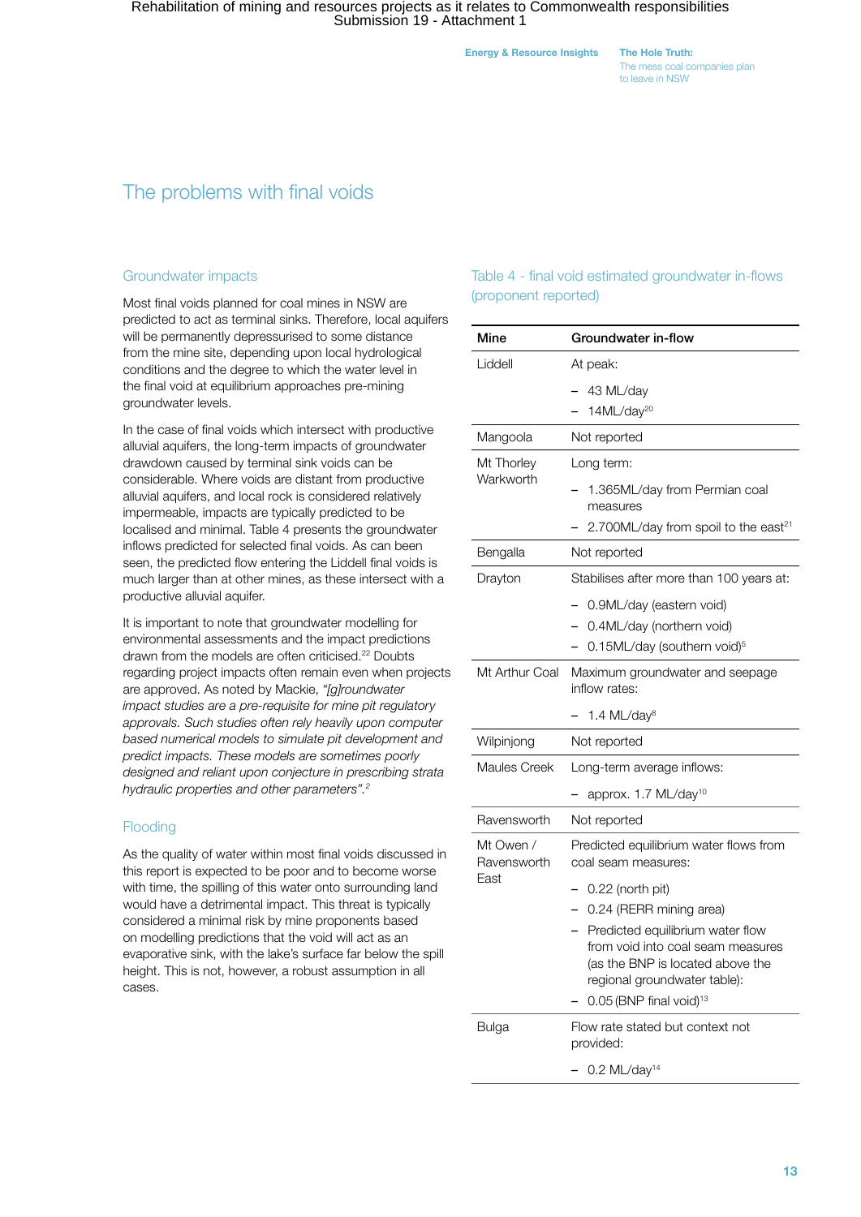## The problems with final voids

### Groundwater impacts

Most final voids planned for coal mines in NSW are predicted to act as terminal sinks. Therefore, local aquifers will be permanently depressurised to some distance from the mine site, depending upon local hydrological conditions and the degree to which the water level in the final void at equilibrium approaches pre-mining groundwater levels.

In the case of final voids which intersect with productive alluvial aquifers, the long-term impacts of groundwater drawdown caused by terminal sink voids can be considerable. Where voids are distant from productive alluvial aquifers, and local rock is considered relatively impermeable, impacts are typically predicted to be localised and minimal. Table 4 presents the groundwater inflows predicted for selected final voids. As can been seen, the predicted flow entering the Liddell final voids is much larger than at other mines, as these intersect with a productive alluvial aquifer.

It is important to note that groundwater modelling for environmental assessments and the impact predictions drawn from the models are often criticised.[22] Doubts regarding project impacts often remain even when projects are approved. As noted by Mackie, *"[g]roundwater impact studies are a pre-requisite for mine pit regulatory approvals. Such studies often rely heavily upon computer based numerical models to simulate pit development and predict impacts. These models are sometimes poorly designed and reliant upon conjecture in prescribing strata hydraulic properties and other parameters".*[2]

### Flooding

As the quality of water within most final voids discussed in this report is expected to be poor and to become worse with time, the spilling of this water onto surrounding land would have a detrimental impact. This threat is typically considered a minimal risk by mine proponents based on modelling predictions that the void will act as an evaporative sink, with the lake's surface far below the spill height. This is not, however, a robust assumption in all cases.

### Table 4 - final void estimated groundwater in-flows (proponent reported)

| Mine | Groundwater in-flow |
|---|---|
| Liddell | At peak:<br>– 43 ML/day<br>– 14ML/day[20] |
| Mangoola | Not reported |
| Mt Thorley Warkworth | Long term:<br>– 1.365ML/day from Permian coal measures<br>– 2.700ML/day from spoil to the east[21] |
| Bengalla | Not reported |
| Drayton | Stabilises after more than 100 years at:<br>– 0.9ML/day (eastern void)<br>– 0.4ML/day (northern void)<br>– 0.15ML/day (southern void)[5] |
| Mt Arthur Coal | Maximum groundwater and seepage inflow rates:<br>– 1.4 ML/day[8] |
| Wilpinjong | Not reported |
| Maules Creek | Long-term average inflows:<br>– approx. 1.7 ML/day[10] |
| Ravensworth | Not reported |
| Mt Owen / Ravensworth East | Predicted equilibrium water flows from coal seam measures:<br>– 0.22 (north pit)<br>– 0.24 (RERR mining area)<br>– Predicted equilibrium water flow from void into coal seam measures (as the BNP is located above the regional groundwater table):<br>– 0.05 (BNP final void)[13] |
| Bulga | Flow rate stated but context not provided:<br>– 0.2 ML/day[14] |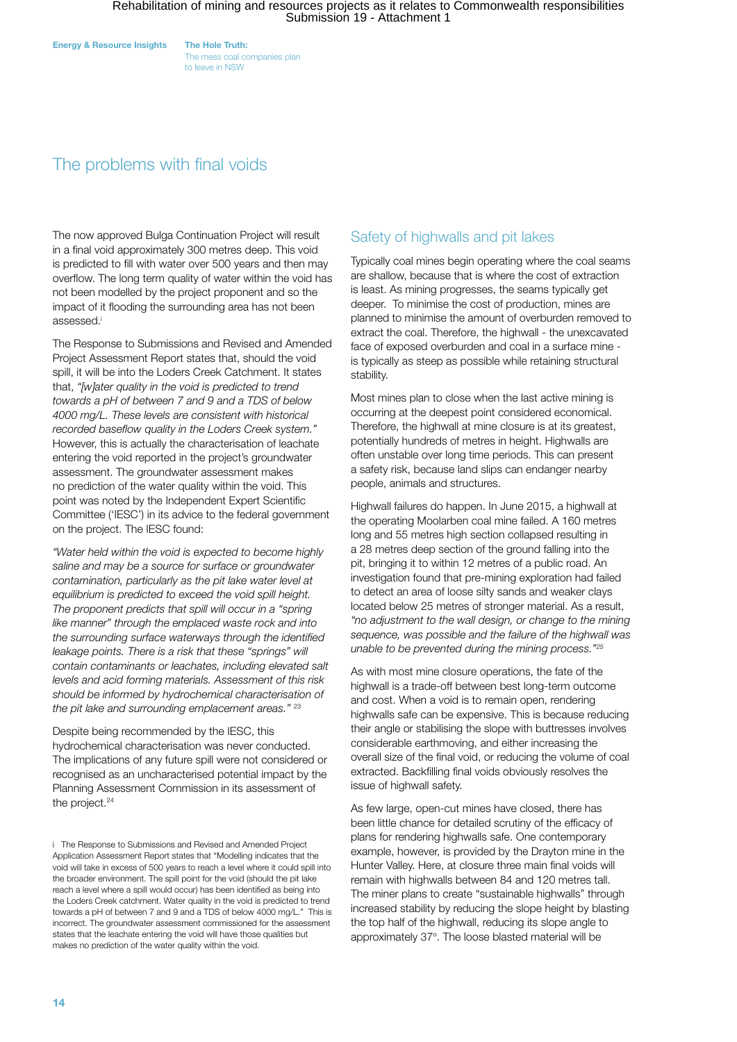## The problems with final voids

The now approved Bulga Continuation Project will result in a final void approximately 300 metres deep. This void is predicted to fill with water over 500 years and then may overflow. The long term quality of water within the void has not been modelled by the project proponent and so the impact of it flooding the surrounding area has not been assessed.[i]

The Response to Submissions and Revised and Amended Project Assessment Report states that, should the void spill, it will be into the Loders Creek Catchment. It states that, *"[w]ater quality in the void is predicted to trend towards a pH of between 7 and 9 and a TDS of below 4000 mg/L. These levels are consistent with historical recorded baseflow quality in the Loders Creek system."* However, this is actually the characterisation of leachate entering the void reported in the project's groundwater assessment. The groundwater assessment makes no prediction of the water quality within the void. This point was noted by the Independent Expert Scientific Committee ('IESC') in its advice to the federal government on the project. The IESC found:

*"Water held within the void is expected to become highly saline and may be a source for surface or groundwater contamination, particularly as the pit lake water level at equilibrium is predicted to exceed the void spill height. The proponent predicts that spill will occur in a "spring like manner" through the emplaced waste rock and into the surrounding surface waterways through the identified leakage points. There is a risk that these "springs" will contain contaminants or leachates, including elevated salt levels and acid forming materials. Assessment of this risk should be informed by hydrochemical characterisation of the pit lake and surrounding emplacement areas."* [23]

Despite being recommended by the IESC, this hydrochemical characterisation was never conducted. The implications of any future spill were not considered or recognised as an uncharacterised potential impact by the Planning Assessment Commission in its assessment of the project.[24]

i The Response to Submissions and Revised and Amended Project Application Assessment Report states that "Modelling indicates that the void will take in excess of 500 years to reach a level where it could spill into the broader environment. The spill point for the void (should the pit lake reach a level where a spill would occur) has been identified as being into the Loders Creek catchment. Water quality in the void is predicted to trend towards a pH of between 7 and 9 and a TDS of below 4000 mg/L." This is incorrect. The groundwater assessment commissioned for the assessment states that the leachate entering the void will have those qualities but makes no prediction of the water quality within the void.

### Safety of highwalls and pit lakes

Typically coal mines begin operating where the coal seams are shallow, because that is where the cost of extraction is least. As mining progresses, the seams typically get deeper. To minimise the cost of production, mines are planned to minimise the amount of overburden removed to extract the coal. Therefore, the highwall - the unexcavated face of exposed overburden and coal in a surface mine - is typically as steep as possible while retaining structural stability.

Most mines plan to close when the last active mining is occurring at the deepest point considered economical. Therefore, the highwall at mine closure is at its greatest, potentially hundreds of metres in height. Highwalls are often unstable over long time periods. This can present a safety risk, because land slips can endanger nearby people, animals and structures.

Highwall failures do happen. In June 2015, a highwall at the operating Moolarben coal mine failed. A 160 metres long and 55 metres high section collapsed resulting in a 28 metres deep section of the ground falling into the pit, bringing it to within 12 metres of a public road. An investigation found that pre-mining exploration had failed to detect an area of loose silty sands and weaker clays located below 25 metres of stronger material. As a result, *"no adjustment to the wall design, or change to the mining sequence, was possible and the failure of the highwall was unable to be prevented during the mining process."*[25]

As with most mine closure operations, the fate of the highwall is a trade-off between best long-term outcome and cost. When a void is to remain open, rendering highwalls safe can be expensive. This is because reducing their angle or stabilising the slope with buttresses involves considerable earthmoving, and either increasing the overall size of the final void, or reducing the volume of coal extracted. Backfilling final voids obviously resolves the issue of highwall safety.

As few large, open-cut mines have closed, there has been little chance for detailed scrutiny of the efficacy of plans for rendering highwalls safe. One contemporary example, however, is provided by the Drayton mine in the Hunter Valley. Here, at closure three main final voids will remain with highwalls between 84 and 120 metres tall. The miner plans to create "sustainable highwalls" through increased stability by reducing the slope height by blasting the top half of the highwall, reducing its slope angle to approximately 37°. The loose blasted material will be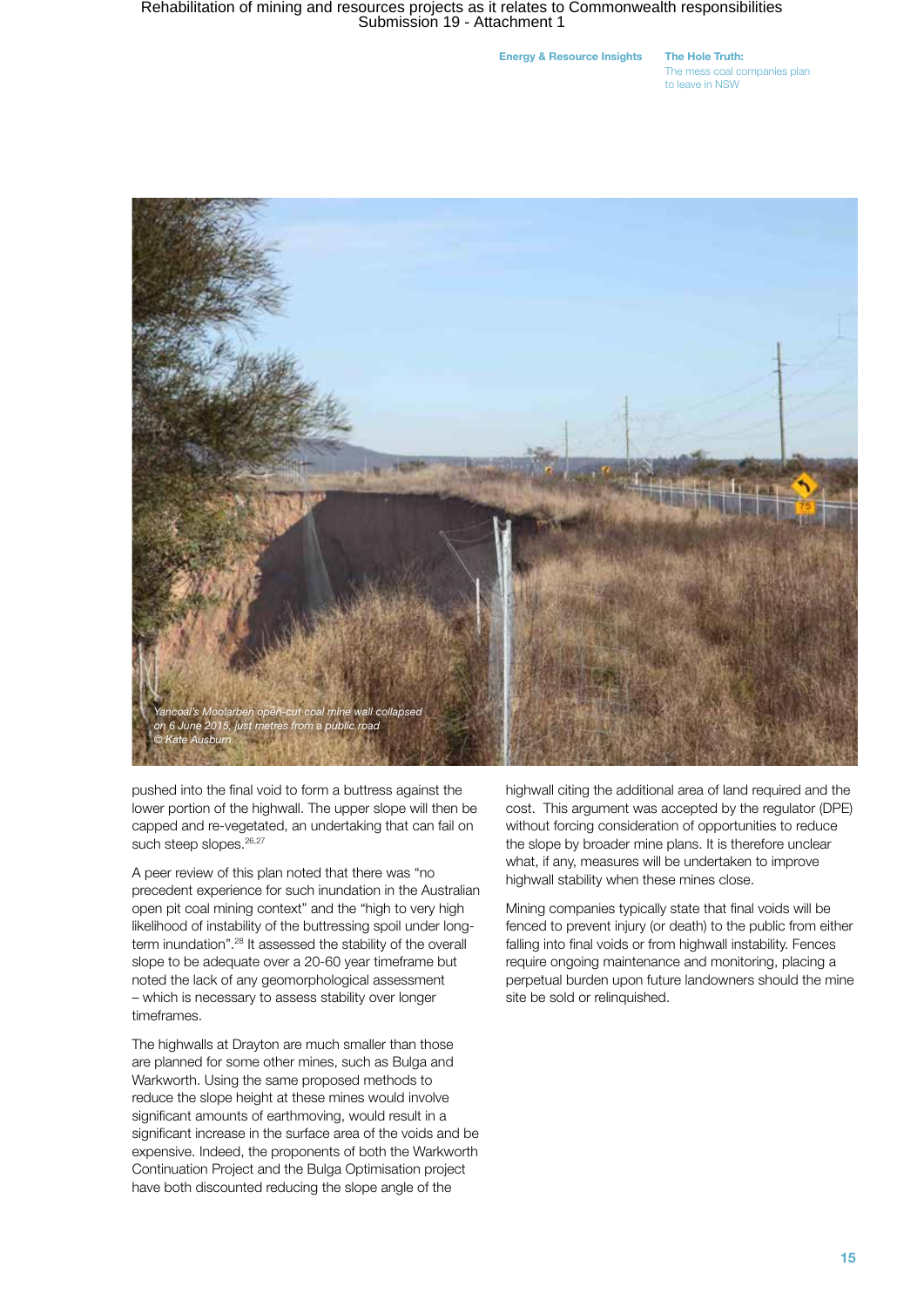*Yancoal's Moolarben open-cut coal mine wall collapsed on 6 June 2015, just metres from a public road*
*© Kate Ausburn*

pushed into the final void to form a buttress against the lower portion of the highwall. The upper slope will then be capped and re-vegetated, an undertaking that can fail on such steep slopes.[26,27]

A peer review of this plan noted that there was "no precedent experience for such inundation in the Australian open pit coal mining context" and the "high to very high likelihood of instability of the buttressing spoil under long-term inundation".[28] It assessed the stability of the overall slope to be adequate over a 20-60 year timeframe but noted the lack of any geomorphological assessment – which is necessary to assess stability over longer timeframes.

The highwalls at Drayton are much smaller than those are planned for some other mines, such as Bulga and Warkworth. Using the same proposed methods to reduce the slope height at these mines would involve significant amounts of earthmoving, would result in a significant increase in the surface area of the voids and be expensive. Indeed, the proponents of both the Warkworth Continuation Project and the Bulga Optimisation project have both discounted reducing the slope angle of the highwall citing the additional area of land required and the cost. This argument was accepted by the regulator (DPE) without forcing consideration of opportunities to reduce the slope by broader mine plans. It is therefore unclear what, if any, measures will be undertaken to improve highwall stability when these mines close.

Mining companies typically state that final voids will be fenced to prevent injury (or death) to the public from either falling into final voids or from highwall instability. Fences require ongoing maintenance and monitoring, placing a perpetual burden upon future landowners should the mine site be sold or relinquished.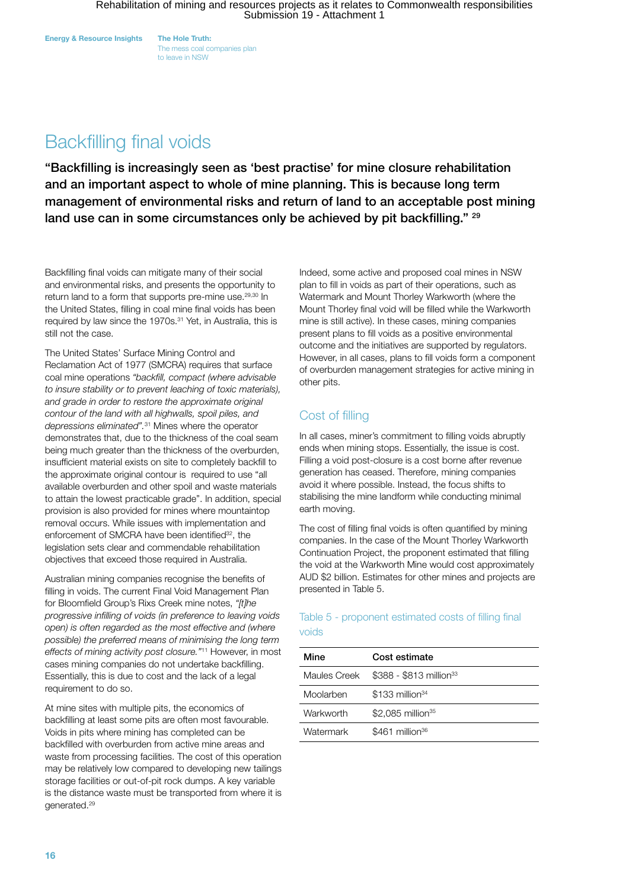# Backfilling final voids

**"Backfilling is increasingly seen as 'best practise' for mine closure rehabilitation and an important aspect to whole of mine planning. This is because long term management of environmental risks and return of land to an acceptable post mining land use can in some circumstances only be achieved by pit backfilling."** [29]

Backfilling final voids can mitigate many of their social and environmental risks, and presents the opportunity to return land to a form that supports pre-mine use.[29,30] In the United States, filling in coal mine final voids has been required by law since the 1970s.[31] Yet, in Australia, this is still not the case.

The United States' Surface Mining Control and Reclamation Act of 1977 (SMCRA) requires that surface coal mine operations *"backfill, compact (where advisable to insure stability or to prevent leaching of toxic materials), and grade in order to restore the approximate original contour of the land with all highwalls, spoil piles, and depressions eliminated"*.[31] Mines where the operator demonstrates that, due to the thickness of the coal seam being much greater than the thickness of the overburden, insufficient material exists on site to completely backfill to the approximate original contour is required to use "all available overburden and other spoil and waste materials to attain the lowest practicable grade". In addition, special provision is also provided for mines where mountaintop removal occurs. While issues with implementation and enforcement of SMCRA have been identified[32], the legislation sets clear and commendable rehabilitation objectives that exceed those required in Australia.

Australian mining companies recognise the benefits of filling in voids. The current Final Void Management Plan for Bloomfield Group's Rixs Creek mine notes, *"[t]he progressive infilling of voids (in preference to leaving voids open) is often regarded as the most effective and (where possible) the preferred means of minimising the long term effects of mining activity post closure."*[11] However, in most cases mining companies do not undertake backfilling. Essentially, this is due to cost and the lack of a legal requirement to do so.

At mine sites with multiple pits, the economics of backfilling at least some pits are often most favourable. Voids in pits where mining has completed can be backfilled with overburden from active mine areas and waste from processing facilities. The cost of this operation may be relatively low compared to developing new tailings storage facilities or out-of-pit rock dumps. A key variable is the distance waste must be transported from where it is generated.[29]

Indeed, some active and proposed coal mines in NSW plan to fill in voids as part of their operations, such as Watermark and Mount Thorley Warkworth (where the Mount Thorley final void will be filled while the Warkworth mine is still active). In these cases, mining companies present plans to fill voids as a positive environmental outcome and the initiatives are supported by regulators. However, in all cases, plans to fill voids form a component of overburden management strategies for active mining in other pits.

## Cost of filling

In all cases, miner's commitment to filling voids abruptly ends when mining stops. Essentially, the issue is cost. Filling a void post-closure is a cost borne after revenue generation has ceased. Therefore, mining companies avoid it where possible. Instead, the focus shifts to stabilising the mine landform while conducting minimal earth moving.

The cost of filling final voids is often quantified by mining companies. In the case of the Mount Thorley Warkworth Continuation Project, the proponent estimated that filling the void at the Warkworth Mine would cost approximately AUD $2 billion. Estimates for other mines and projects are presented in Table 5.

Table 5 - proponent estimated costs of filling final voids

| Mine | Cost estimate |
|---|---|
| Maules Creek | $388 - $813 million[33] |
| Moolarben | $133 million[34] |
| Warkworth | $2,085 million[35] |
| Watermark | $461 million[36] |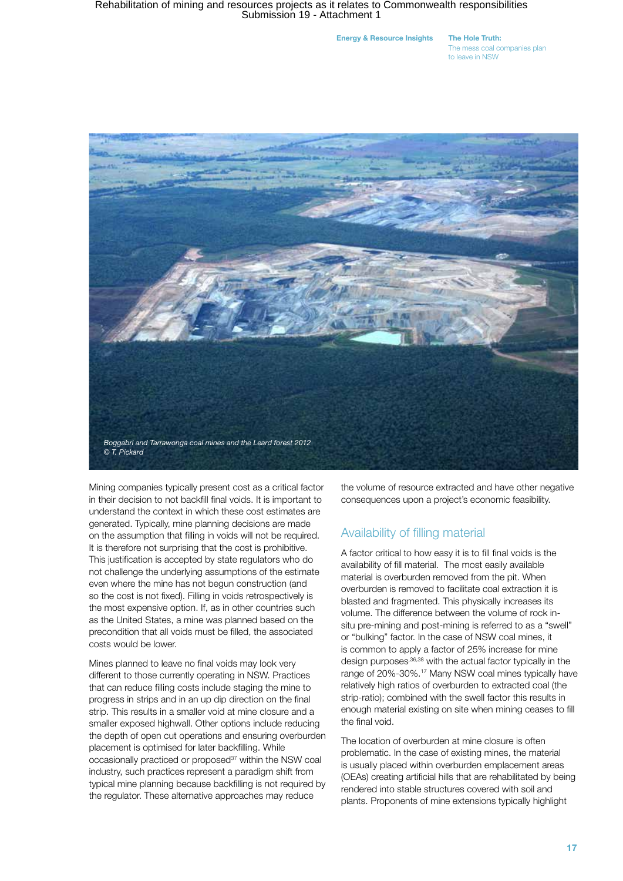*Boggabri and Tarrawonga coal mines and the Leard forest 2012*
*© T. Pickard*

Mining companies typically present cost as a critical factor in their decision to not backfill final voids. It is important to understand the context in which these cost estimates are generated. Typically, mine planning decisions are made on the assumption that filling in voids will not be required. It is therefore not surprising that the cost is prohibitive. This justification is accepted by state regulators who do not challenge the underlying assumptions of the estimate even where the mine has not begun construction (and so the cost is not fixed). Filling in voids retrospectively is the most expensive option. If, as in other countries such as the United States, a mine was planned based on the precondition that all voids must be filled, the associated costs would be lower.

Mines planned to leave no final voids may look very different to those currently operating in NSW. Practices that can reduce filling costs include staging the mine to progress in strips and in an up dip direction on the final strip. This results in a smaller void at mine closure and a smaller exposed highwall. Other options include reducing the depth of open cut operations and ensuring overburden placement is optimised for later backfilling. While occasionally practiced or proposed[37] within the NSW coal industry, such practices represent a paradigm shift from typical mine planning because backfilling is not required by the regulator. These alternative approaches may reduce the volume of resource extracted and have other negative consequences upon a project's economic feasibility.

## Availability of filling material

A factor critical to how easy it is to fill final voids is the availability of fill material. The most easily available material is overburden removed from the pit. When overburden is removed to facilitate coal extraction it is blasted and fragmented. This physically increases its volume. The difference between the volume of rock in-situ pre-mining and post-mining is referred to as a "swell" or "bulking" factor. In the case of NSW coal mines, it is common to apply a factor of 25% increase for mine design purposes[36,38] with the actual factor typically in the range of 20%-30%.[17] Many NSW coal mines typically have relatively high ratios of overburden to extracted coal (the strip-ratio); combined with the swell factor this results in enough material existing on site when mining ceases to fill the final void.

The location of overburden at mine closure is often problematic. In the case of existing mines, the material is usually placed within overburden emplacement areas (OEAs) creating artificial hills that are rehabilitated by being rendered into stable structures covered with soil and plants. Proponents of mine extensions typically highlight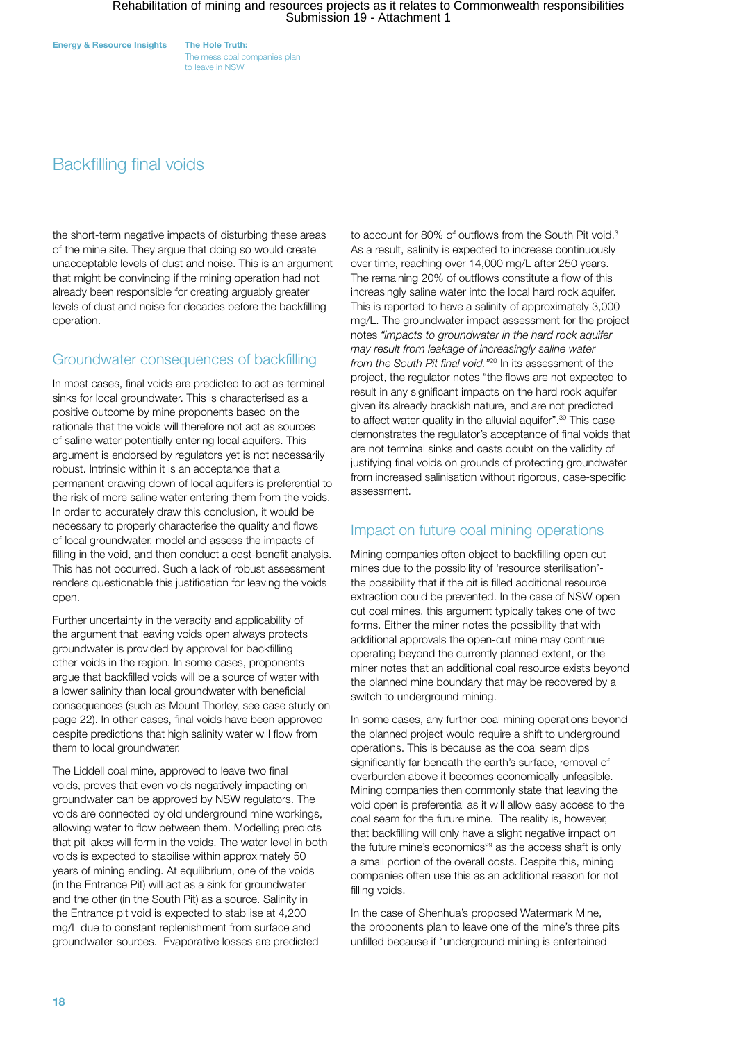## Backfilling final voids

the short-term negative impacts of disturbing these areas of the mine site. They argue that doing so would create unacceptable levels of dust and noise. This is an argument that might be convincing if the mining operation had not already been responsible for creating arguably greater levels of dust and noise for decades before the backfilling operation.

### Groundwater consequences of backfilling

In most cases, final voids are predicted to act as terminal sinks for local groundwater. This is characterised as a positive outcome by mine proponents based on the rationale that the voids will therefore not act as sources of saline water potentially entering local aquifers. This argument is endorsed by regulators yet is not necessarily robust. Intrinsic within it is an acceptance that a permanent drawing down of local aquifers is preferential to the risk of more saline water entering them from the voids. In order to accurately draw this conclusion, it would be necessary to properly characterise the quality and flows of local groundwater, model and assess the impacts of filling in the void, and then conduct a cost-benefit analysis. This has not occurred. Such a lack of robust assessment renders questionable this justification for leaving the voids open.

Further uncertainty in the veracity and applicability of the argument that leaving voids open always protects groundwater is provided by approval for backfilling other voids in the region. In some cases, proponents argue that backfilled voids will be a source of water with a lower salinity than local groundwater with beneficial consequences (such as Mount Thorley, see case study on page 22). In other cases, final voids have been approved despite predictions that high salinity water will flow from them to local groundwater.

The Liddell coal mine, approved to leave two final voids, proves that even voids negatively impacting on groundwater can be approved by NSW regulators. The voids are connected by old underground mine workings, allowing water to flow between them. Modelling predicts that pit lakes will form in the voids. The water level in both voids is expected to stabilise within approximately 50 years of mining ending. At equilibrium, one of the voids (in the Entrance Pit) will act as a sink for groundwater and the other (in the South Pit) as a source. Salinity in the Entrance pit void is expected to stabilise at 4,200 mg/L due to constant replenishment from surface and groundwater sources. Evaporative losses are predicted to account for 80% of outflows from the South Pit void.[3] As a result, salinity is expected to increase continuously over time, reaching over 14,000 mg/L after 250 years. The remaining 20% of outflows constitute a flow of this increasingly saline water into the local hard rock aquifer. This is reported to have a salinity of approximately 3,000 mg/L. The groundwater impact assessment for the project notes *"impacts to groundwater in the hard rock aquifer may result from leakage of increasingly saline water from the South Pit final void."*[20] In its assessment of the project, the regulator notes "the flows are not expected to result in any significant impacts on the hard rock aquifer given its already brackish nature, and are not predicted to affect water quality in the alluvial aquifer".[39] This case demonstrates the regulator's acceptance of final voids that are not terminal sinks and casts doubt on the validity of justifying final voids on grounds of protecting groundwater from increased salinisation without rigorous, case-specific assessment.

### Impact on future coal mining operations

Mining companies often object to backfilling open cut mines due to the possibility of 'resource sterilisation'- the possibility that if the pit is filled additional resource extraction could be prevented. In the case of NSW open cut coal mines, this argument typically takes one of two forms. Either the miner notes the possibility that with additional approvals the open-cut mine may continue operating beyond the currently planned extent, or the miner notes that an additional coal resource exists beyond the planned mine boundary that may be recovered by a switch to underground mining.

In some cases, any further coal mining operations beyond the planned project would require a shift to underground operations. This is because as the coal seam dips significantly far beneath the earth's surface, removal of overburden above it becomes economically unfeasible. Mining companies then commonly state that leaving the void open is preferential as it will allow easy access to the coal seam for the future mine. The reality is, however, that backfilling will only have a slight negative impact on the future mine's economics[29] as the access shaft is only a small portion of the overall costs. Despite this, mining companies often use this as an additional reason for not filling voids.

In the case of Shenhua's proposed Watermark Mine, the proponents plan to leave one of the mine's three pits unfilled because if "underground mining is entertained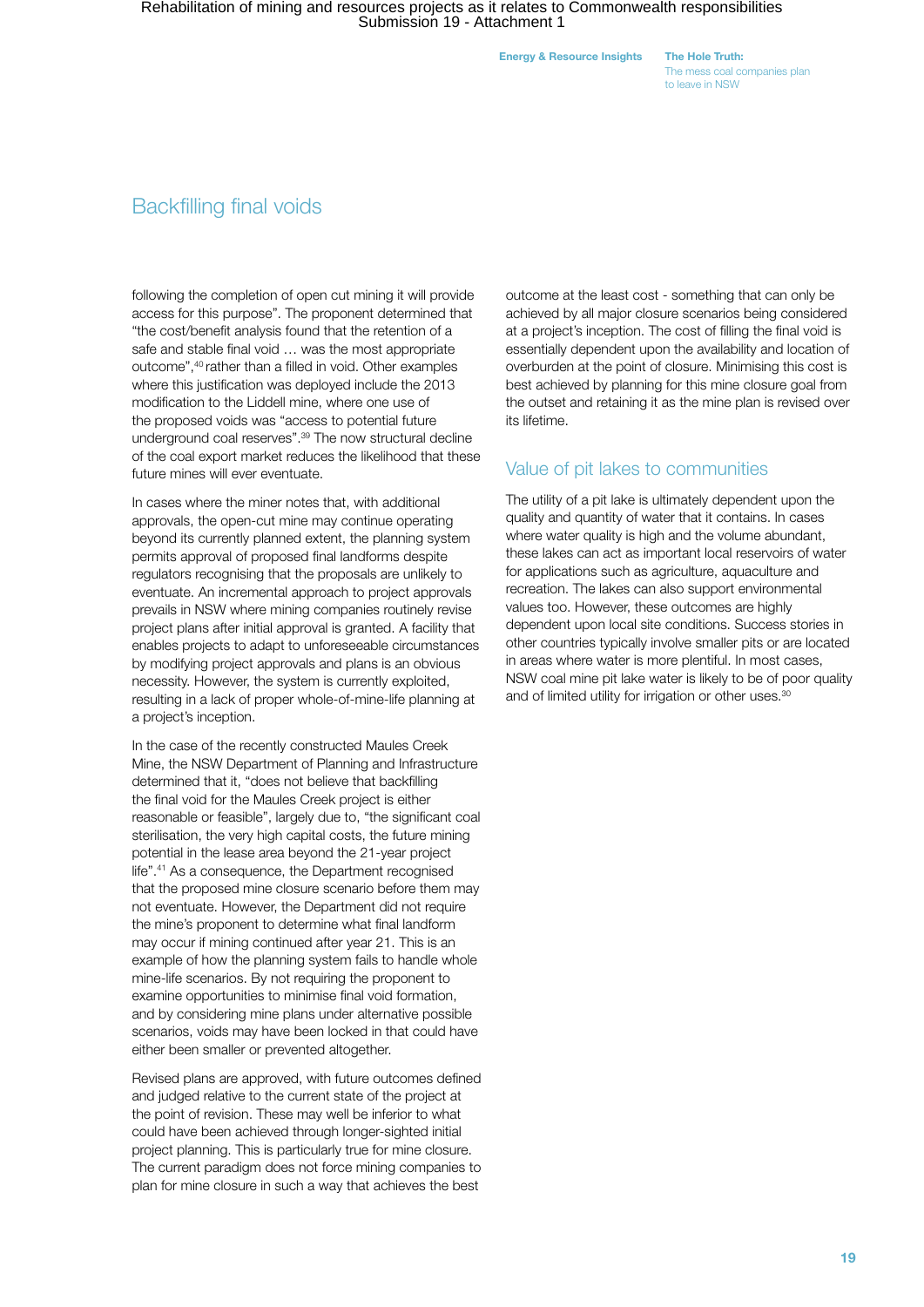## Backfilling final voids

following the completion of open cut mining it will provide access for this purpose". The proponent determined that "the cost/benefit analysis found that the retention of a safe and stable final void … was the most appropriate outcome",[40] rather than a filled in void. Other examples where this justification was deployed include the 2013 modification to the Liddell mine, where one use of the proposed voids was "access to potential future underground coal reserves".[39] The now structural decline of the coal export market reduces the likelihood that these future mines will ever eventuate.

In cases where the miner notes that, with additional approvals, the open-cut mine may continue operating beyond its currently planned extent, the planning system permits approval of proposed final landforms despite regulators recognising that the proposals are unlikely to eventuate. An incremental approach to project approvals prevails in NSW where mining companies routinely revise project plans after initial approval is granted. A facility that enables projects to adapt to unforeseeable circumstances by modifying project approvals and plans is an obvious necessity. However, the system is currently exploited, resulting in a lack of proper whole-of-mine-life planning at a project's inception.

In the case of the recently constructed Maules Creek Mine, the NSW Department of Planning and Infrastructure determined that it, "does not believe that backfilling the final void for the Maules Creek project is either reasonable or feasible", largely due to, "the significant coal sterilisation, the very high capital costs, the future mining potential in the lease area beyond the 21-year project life".[41] As a consequence, the Department recognised that the proposed mine closure scenario before them may not eventuate. However, the Department did not require the mine's proponent to determine what final landform may occur if mining continued after year 21. This is an example of how the planning system fails to handle whole mine-life scenarios. By not requiring the proponent to examine opportunities to minimise final void formation, and by considering mine plans under alternative possible scenarios, voids may have been locked in that could have either been smaller or prevented altogether.

Revised plans are approved, with future outcomes defined and judged relative to the current state of the project at the point of revision. These may well be inferior to what could have been achieved through longer-sighted initial project planning. This is particularly true for mine closure. The current paradigm does not force mining companies to plan for mine closure in such a way that achieves the best outcome at the least cost - something that can only be achieved by all major closure scenarios being considered at a project's inception. The cost of filling the final void is essentially dependent upon the availability and location of overburden at the point of closure. Minimising this cost is best achieved by planning for this mine closure goal from the outset and retaining it as the mine plan is revised over its lifetime.

## Value of pit lakes to communities

The utility of a pit lake is ultimately dependent upon the quality and quantity of water that it contains. In cases where water quality is high and the volume abundant, these lakes can act as important local reservoirs of water for applications such as agriculture, aquaculture and recreation. The lakes can also support environmental values too. However, these outcomes are highly dependent upon local site conditions. Success stories in other countries typically involve smaller pits or are located in areas where water is more plentiful. In most cases, NSW coal mine pit lake water is likely to be of poor quality and of limited utility for irrigation or other uses.[30]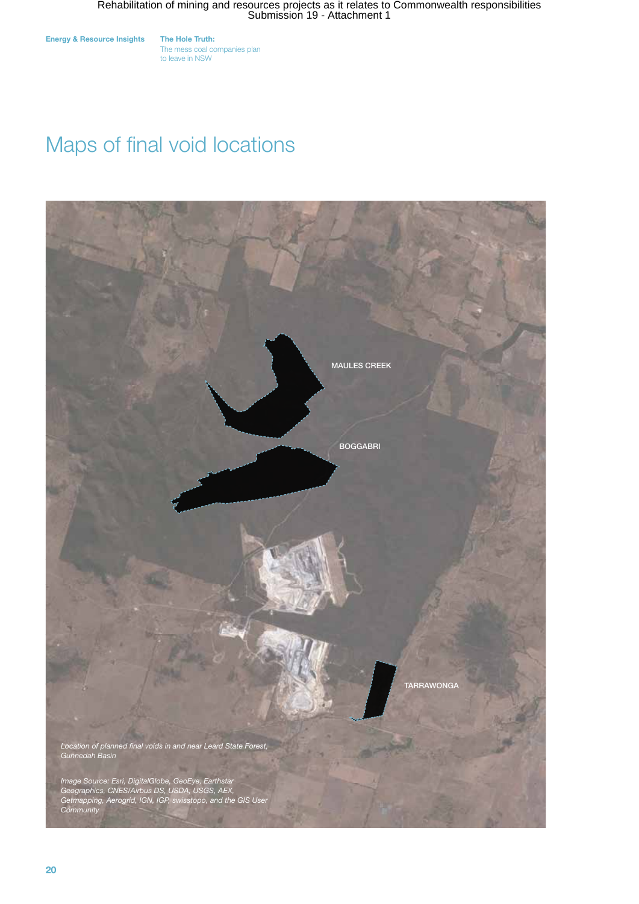# Maps of final void locations

MAULES CREEK

BOGGABRI

TARRAWONGA

*Location of planned final voids in and near Leard State Forest, Gunnedah Basin*

*Image Source: Esri, DigitalGlobe, GeoEye, Earthstar Geographics, CNES/Airbus DS, USDA, USGS, AEX, Getmapping, Aerogrid, IGN, IGP, swisstopo, and the GIS User Community*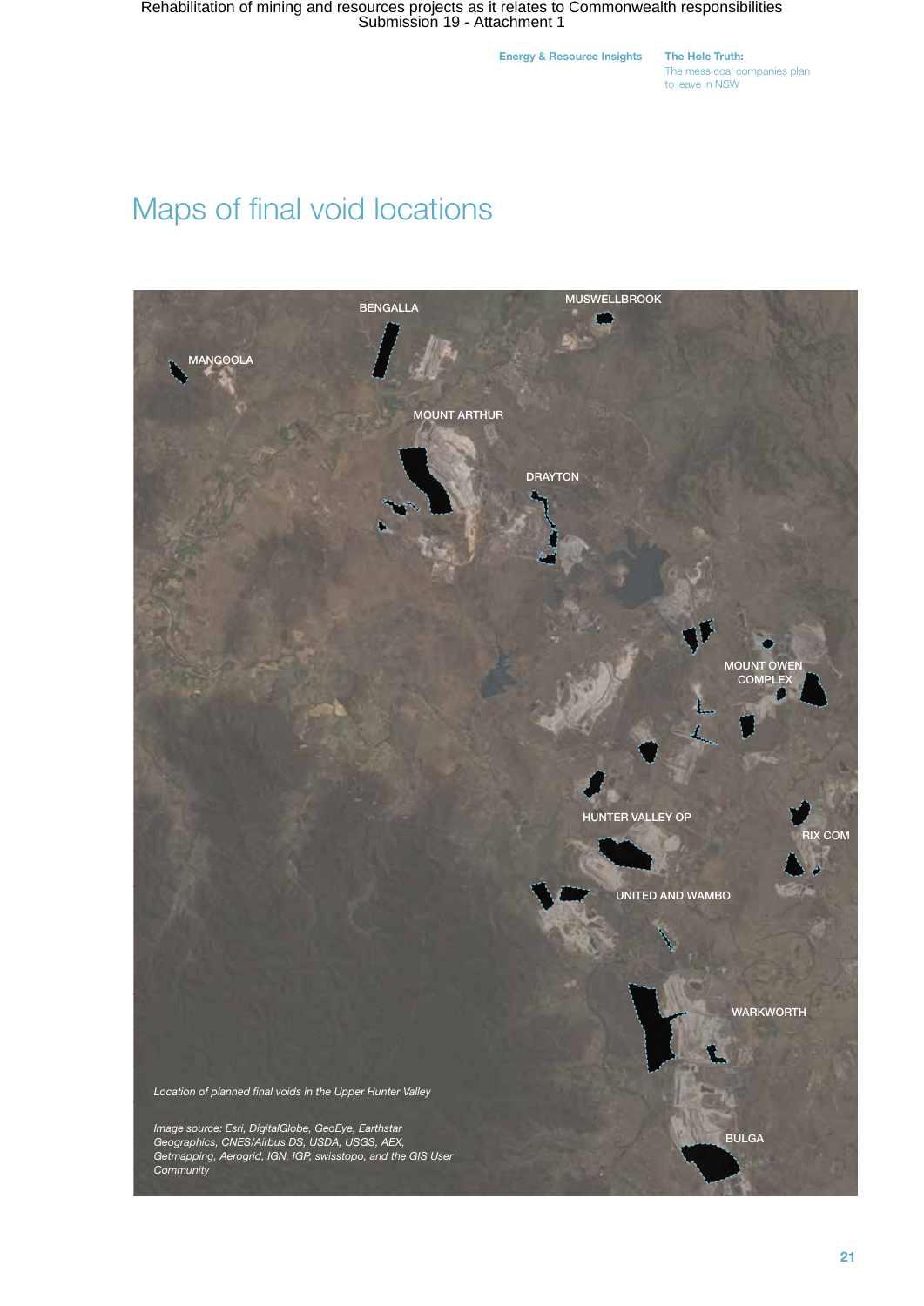# Maps of final void locations

MUSWELLBROOK

BENGALLA

MANGOOLA

MOUNT ARTHUR

DRAYTON

MOUNT OWEN COMPLEX

HUNTER VALLEY OP

RIX COM

UNITED AND WAMBO

WARKWORTH

BULGA

*Location of planned final voids in the Upper Hunter Valley*

*Image source: Esri, DigitalGlobe, GeoEye, Earthstar Geographics, CNES/Airbus DS, USDA, USGS, AEX, Getmapping, Aerogrid, IGN, IGP, swisstopo, and the GIS User Community*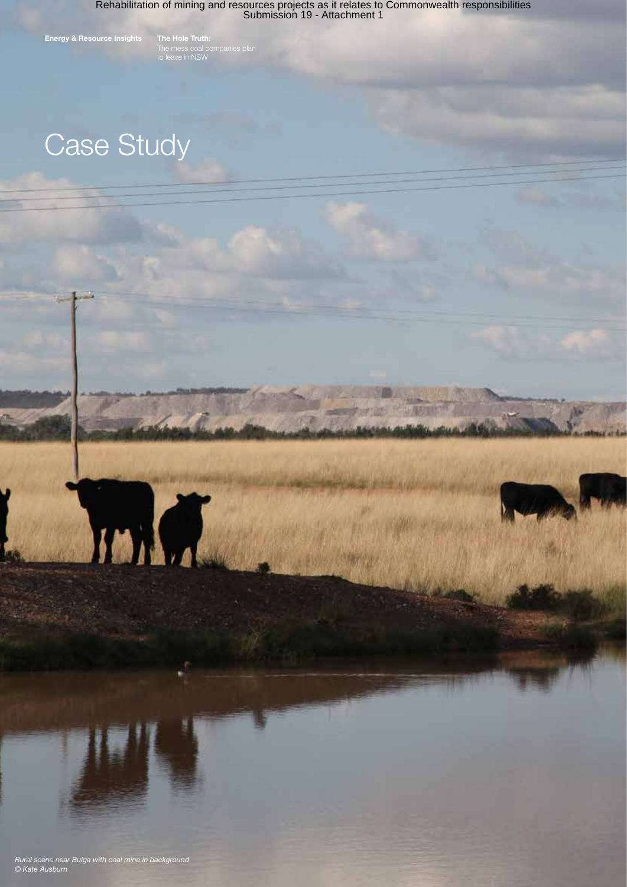# Case Study

*Rural scene near Bulga with coal mine in background*
*© Kate Ausburn*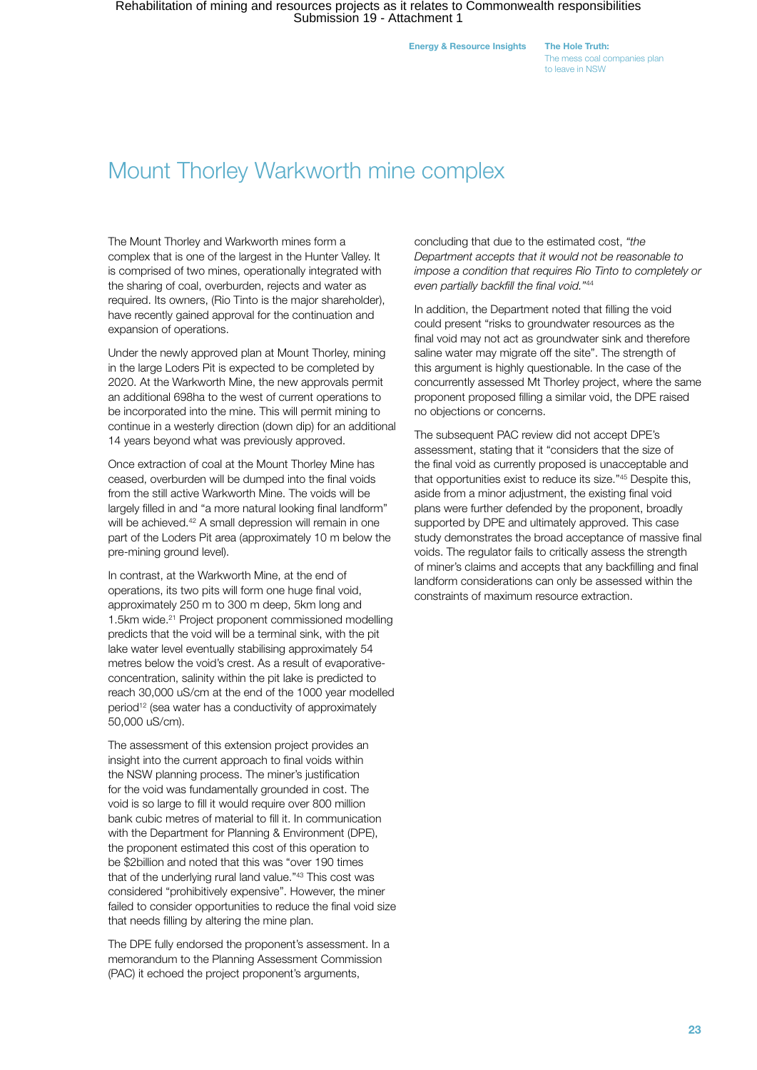# Mount Thorley Warkworth mine complex

The Mount Thorley and Warkworth mines form a complex that is one of the largest in the Hunter Valley. It is comprised of two mines, operationally integrated with the sharing of coal, overburden, rejects and water as required. Its owners, (Rio Tinto is the major shareholder), have recently gained approval for the continuation and expansion of operations.

Under the newly approved plan at Mount Thorley, mining in the large Loders Pit is expected to be completed by 2020. At the Warkworth Mine, the new approvals permit an additional 698ha to the west of current operations to be incorporated into the mine. This will permit mining to continue in a westerly direction (down dip) for an additional 14 years beyond what was previously approved.

Once extraction of coal at the Mount Thorley Mine has ceased, overburden will be dumped into the final voids from the still active Warkworth Mine. The voids will be largely filled in and "a more natural looking final landform" will be achieved.[42] A small depression will remain in one part of the Loders Pit area (approximately 10 m below the pre-mining ground level).

In contrast, at the Warkworth Mine, at the end of operations, its two pits will form one huge final void, approximately 250 m to 300 m deep, 5km long and 1.5km wide.[21] Project proponent commissioned modelling predicts that the void will be a terminal sink, with the pit lake water level eventually stabilising approximately 54 metres below the void's crest. As a result of evaporative-concentration, salinity within the pit lake is predicted to reach 30,000 uS/cm at the end of the 1000 year modelled period[12] (sea water has a conductivity of approximately 50,000 uS/cm).

The assessment of this extension project provides an insight into the current approach to final voids within the NSW planning process. The miner's justification for the void was fundamentally grounded in cost. The void is so large to fill it would require over 800 million bank cubic metres of material to fill it. In communication with the Department for Planning & Environment (DPE), the proponent estimated this cost of this operation to be $2billion and noted that this was "over 190 times that of the underlying rural land value."[43] This cost was considered "prohibitively expensive". However, the miner failed to consider opportunities to reduce the final void size that needs filling by altering the mine plan.

The DPE fully endorsed the proponent's assessment. In a memorandum to the Planning Assessment Commission (PAC) it echoed the project proponent's arguments, concluding that due to the estimated cost, *"the Department accepts that it would not be reasonable to impose a condition that requires Rio Tinto to completely or even partially backfill the final void."*[44]

In addition, the Department noted that filling the void could present "risks to groundwater resources as the final void may not act as groundwater sink and therefore saline water may migrate off the site". The strength of this argument is highly questionable. In the case of the concurrently assessed Mt Thorley project, where the same proponent proposed filling a similar void, the DPE raised no objections or concerns.

The subsequent PAC review did not accept DPE's assessment, stating that it "considers that the size of the final void as currently proposed is unacceptable and that opportunities exist to reduce its size."[45] Despite this, aside from a minor adjustment, the existing final void plans were further defended by the proponent, broadly supported by DPE and ultimately approved. This case study demonstrates the broad acceptance of massive final voids. The regulator fails to critically assess the strength of miner's claims and accepts that any backfilling and final landform considerations can only be assessed within the constraints of maximum resource extraction.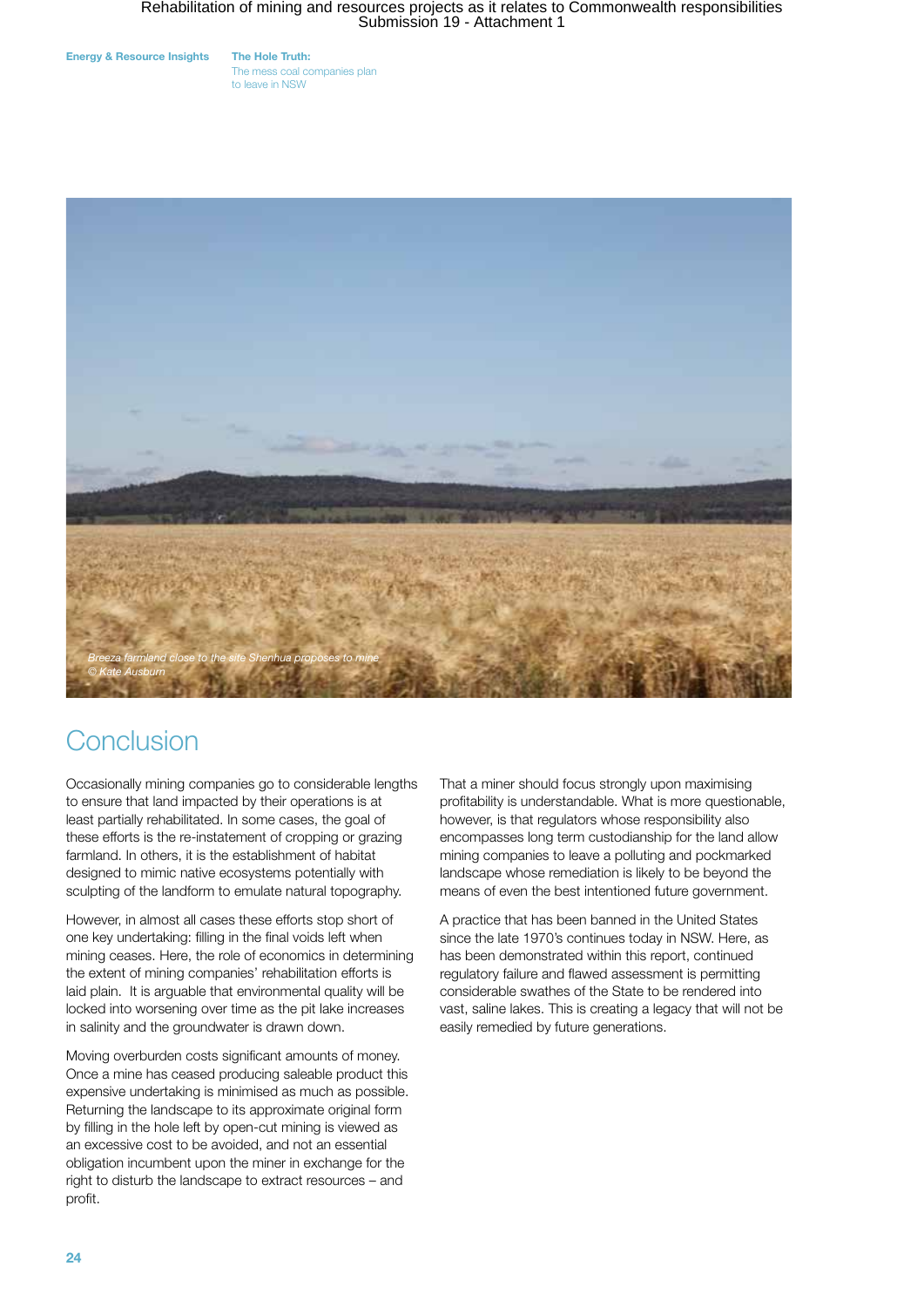Breeza farmland close to the site Shenhua proposes to mine
© Kate Ausburn

# Conclusion

Occasionally mining companies go to considerable lengths to ensure that land impacted by their operations is at least partially rehabilitated. In some cases, the goal of these efforts is the re-instatement of cropping or grazing farmland. In others, it is the establishment of habitat designed to mimic native ecosystems potentially with sculpting of the landform to emulate natural topography.

However, in almost all cases these efforts stop short of one key undertaking: filling in the final voids left when mining ceases. Here, the role of economics in determining the extent of mining companies' rehabilitation efforts is laid plain. It is arguable that environmental quality will be locked into worsening over time as the pit lake increases in salinity and the groundwater is drawn down.

Moving overburden costs significant amounts of money. Once a mine has ceased producing saleable product this expensive undertaking is minimised as much as possible. Returning the landscape to its approximate original form by filling in the hole left by open-cut mining is viewed as an excessive cost to be avoided, and not an essential obligation incumbent upon the miner in exchange for the right to disturb the landscape to extract resources – and profit.

That a miner should focus strongly upon maximising profitability is understandable. What is more questionable, however, is that regulators whose responsibility also encompasses long term custodianship for the land allow mining companies to leave a polluting and pockmarked landscape whose remediation is likely to be beyond the means of even the best intentioned future government.

A practice that has been banned in the United States since the late 1970's continues today in NSW. Here, as has been demonstrated within this report, continued regulatory failure and flawed assessment is permitting considerable swathes of the State to be rendered into vast, saline lakes. This is creating a legacy that will not be easily remedied by future generations.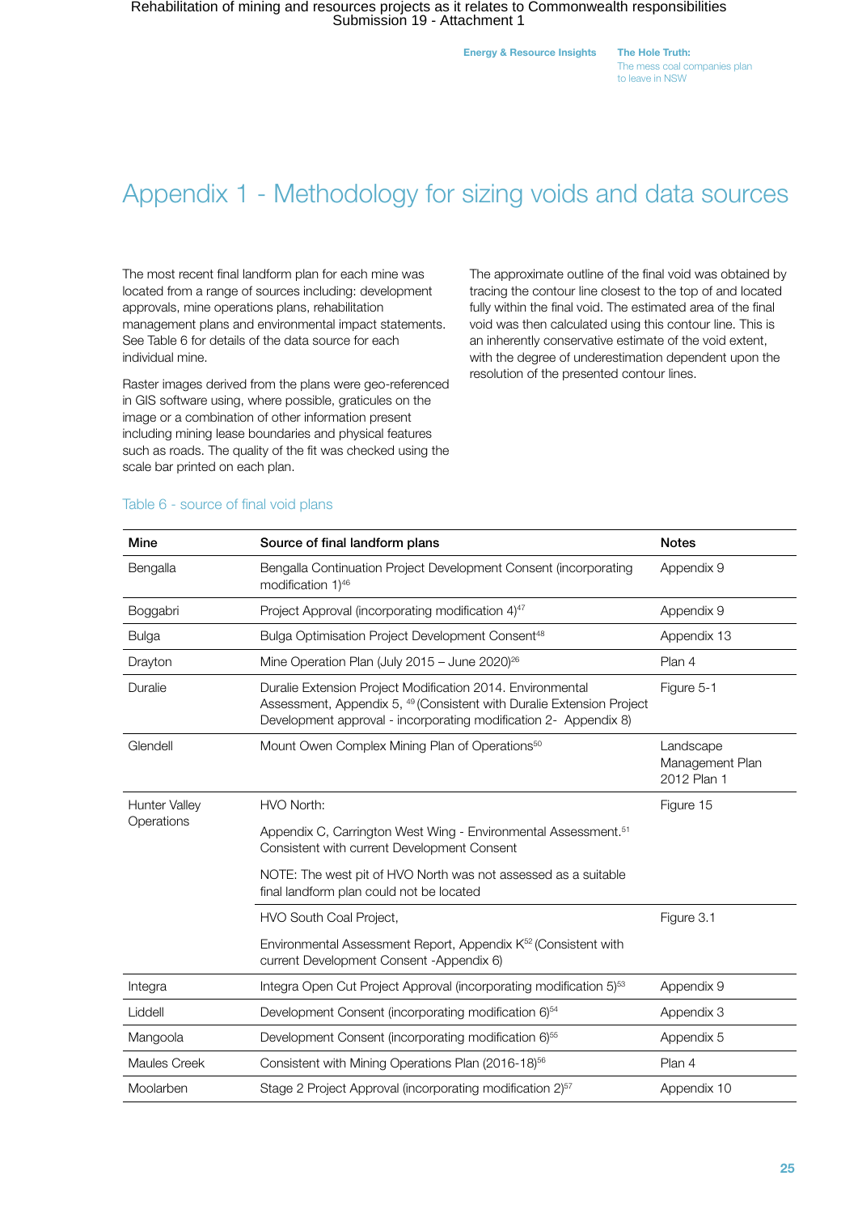# Appendix 1 - Methodology for sizing voids and data sources

The most recent final landform plan for each mine was located from a range of sources including: development approvals, mine operations plans, rehabilitation management plans and environmental impact statements. See Table 6 for details of the data source for each individual mine.

Raster images derived from the plans were geo-referenced in GIS software using, where possible, graticules on the image or a combination of other information present including mining lease boundaries and physical features such as roads. The quality of the fit was checked using the scale bar printed on each plan.

The approximate outline of the final void was obtained by tracing the contour line closest to the top of and located fully within the final void. The estimated area of the final void was then calculated using this contour line. This is an inherently conservative estimate of the void extent, with the degree of underestimation dependent upon the resolution of the presented contour lines.

Table 6 - source of final void plans

| Mine | Source of final landform plans | Notes |
|---|---|---|
| Bengalla | Bengalla Continuation Project Development Consent (incorporating modification 1)[46] | Appendix 9 |
| Boggabri | Project Approval (incorporating modification 4)[47] | Appendix 9 |
| Bulga | Bulga Optimisation Project Development Consent[48] | Appendix 13 |
| Drayton | Mine Operation Plan (July 2015 – June 2020)[26] | Plan 4 |
| Duralie | Duralie Extension Project Modification 2014. Environmental Assessment, Appendix 5, [49] (Consistent with Duralie Extension Project Development approval - incorporating modification 2- Appendix 8) | Figure 5-1 |
| Glendell | Mount Owen Complex Mining Plan of Operations[50] | Landscape Management Plan 2012 Plan 1 |
| Hunter Valley Operations | HVO North: Appendix C, Carrington West Wing - Environmental Assessment.[51] Consistent with current Development Consent. NOTE: The west pit of HVO North was not assessed as a suitable final landform plan could not be located | Figure 15 |
| | HVO South Coal Project, Environmental Assessment Report, Appendix K[52] (Consistent with current Development Consent -Appendix 6) | Figure 3.1 |
| Integra | Integra Open Cut Project Approval (incorporating modification 5)[53] | Appendix 9 |
| Liddell | Development Consent (incorporating modification 6)[54] | Appendix 3 |
| Mangoola | Development Consent (incorporating modification 6)[55] | Appendix 5 |
| Maules Creek | Consistent with Mining Operations Plan (2016-18)[56] | Plan 4 |
| Moolarben | Stage 2 Project Approval (incorporating modification 2)[57] | Appendix 10 |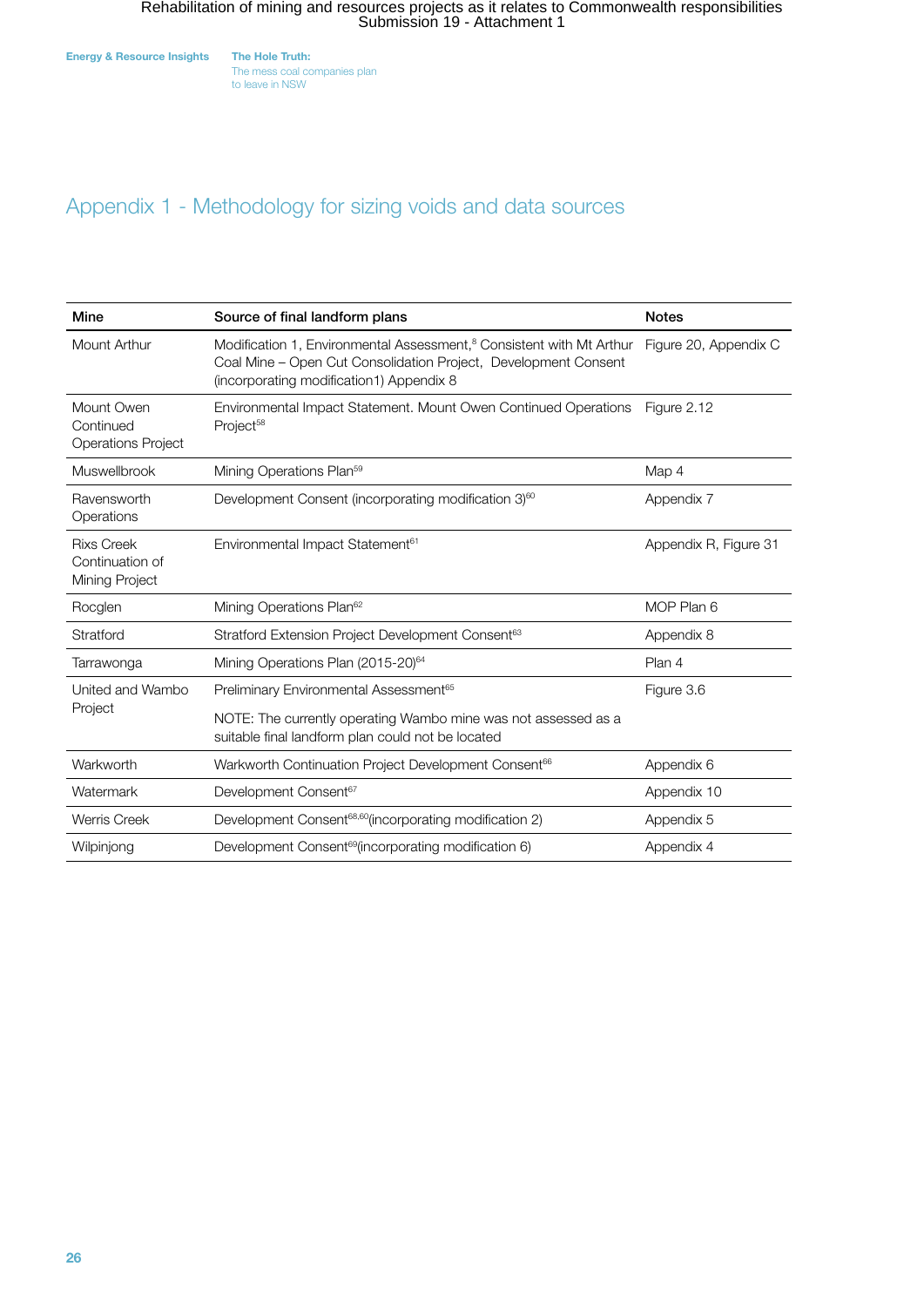# Appendix 1 - Methodology for sizing voids and data sources

| Mine | Source of final landform plans | Notes |
|---|---|---|
| Mount Arthur | Modification 1, Environmental Assessment,[8] Consistent with Mt Arthur Coal Mine – Open Cut Consolidation Project, Development Consent (incorporating modification1) Appendix 8 | Figure 20, Appendix C |
| Mount Owen Continued Operations Project | Environmental Impact Statement. Mount Owen Continued Operations Project[58] | Figure 2.12 |
| Muswellbrook | Mining Operations Plan[59] | Map 4 |
| Ravensworth Operations | Development Consent (incorporating modification 3)[60] | Appendix 7 |
| Rixs Creek Continuation of Mining Project | Environmental Impact Statement[61] | Appendix R, Figure 31 |
| Rocglen | Mining Operations Plan[62] | MOP Plan 6 |
| Stratford | Stratford Extension Project Development Consent[63] | Appendix 8 |
| Tarrawonga | Mining Operations Plan (2015-20)[64] | Plan 4 |
| United and Wambo Project | Preliminary Environmental Assessment[65]<br><br>NOTE: The currently operating Wambo mine was not assessed as a suitable final landform plan could not be located | Figure 3.6 |
| Warkworth | Warkworth Continuation Project Development Consent[66] | Appendix 6 |
| Watermark | Development Consent[67] | Appendix 10 |
| Werris Creek | Development Consent[68,60](incorporating modification 2) | Appendix 5 |
| Wilpinjong | Development Consent[69](incorporating modification 6) | Appendix 4 |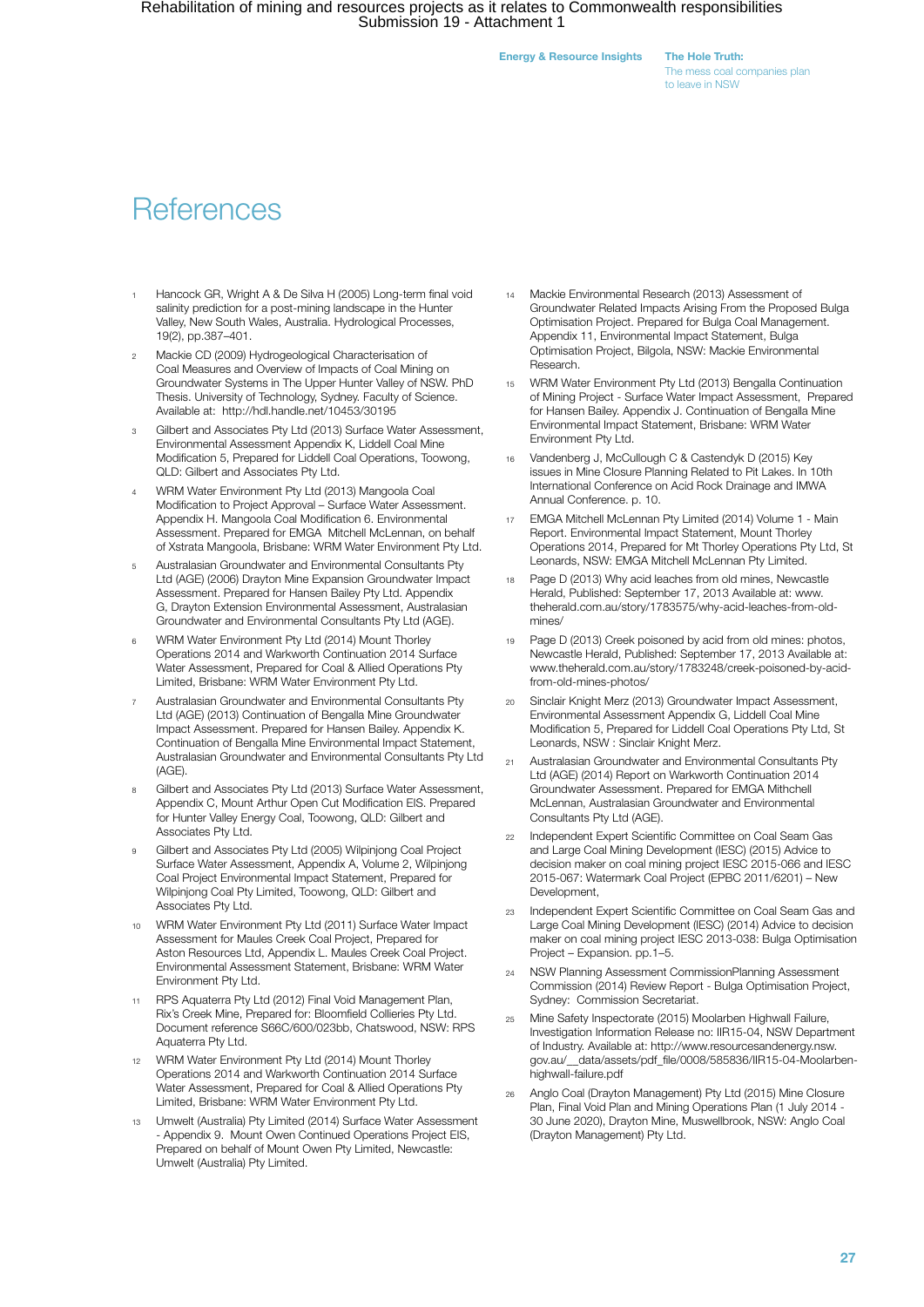# References

1. Hancock GR, Wright A & De Silva H (2005) Long-term final void salinity prediction for a post-mining landscape in the Hunter Valley, New South Wales, Australia. Hydrological Processes, 19(2), pp.387–401.
2. Mackie CD (2009) Hydrogeological Characterisation of Coal Measures and Overview of Impacts of Coal Mining on Groundwater Systems in The Upper Hunter Valley of NSW. PhD Thesis. University of Technology, Sydney. Faculty of Science. Available at: http://hdl.handle.net/10453/30195
3. Gilbert and Associates Pty Ltd (2013) Surface Water Assessment, Environmental Assessment Appendix K, Liddell Coal Mine Modification 5, Prepared for Liddell Coal Operations, Toowong, QLD: Gilbert and Associates Pty Ltd.
4. WRM Water Environment Pty Ltd (2013) Mangoola Coal Modification to Project Approval – Surface Water Assessment. Appendix H. Mangoola Coal Modification 6. Environmental Assessment. Prepared for EMGA Mitchell McLennan, on behalf of Xstrata Mangoola, Brisbane: WRM Water Environment Pty Ltd.
5. Australasian Groundwater and Environmental Consultants Pty Ltd (AGE) (2006) Drayton Mine Expansion Groundwater Impact Assessment. Prepared for Hansen Bailey Pty Ltd. Appendix G, Drayton Extension Environmental Assessment, Australasian Groundwater and Environmental Consultants Pty Ltd (AGE).
6. WRM Water Environment Pty Ltd (2014) Mount Thorley Operations 2014 and Warkworth Continuation 2014 Surface Water Assessment, Prepared for Coal & Allied Operations Pty Limited, Brisbane: WRM Water Environment Pty Ltd.
7. Australasian Groundwater and Environmental Consultants Pty Ltd (AGE) (2013) Continuation of Bengalla Mine Groundwater Impact Assessment. Prepared for Hansen Bailey. Appendix K. Continuation of Bengalla Mine Environmental Impact Statement, Australasian Groundwater and Environmental Consultants Pty Ltd (AGE).
8. Gilbert and Associates Pty Ltd (2013) Surface Water Assessment, Appendix C, Mount Arthur Open Cut Modification EIS. Prepared for Hunter Valley Energy Coal, Toowong, QLD: Gilbert and Associates Pty Ltd.
9. Gilbert and Associates Pty Ltd (2005) Wilpinjong Coal Project Surface Water Assessment, Appendix A, Volume 2, Wilpinjong Coal Project Environmental Impact Statement, Prepared for Wilpinjong Coal Pty Limited, Toowong, QLD: Gilbert and Associates Pty Ltd.
10. WRM Water Environment Pty Ltd (2011) Surface Water Impact Assessment for Maules Creek Coal Project, Prepared for Aston Resources Ltd, Appendix L. Maules Creek Coal Project. Environmental Assessment Statement, Brisbane: WRM Water Environment Pty Ltd.
11. RPS Aquaterra Pty Ltd (2012) Final Void Management Plan, Rix's Creek Mine, Prepared for: Bloomfield Collieries Pty Ltd. Document reference S66C/600/023bb, Chatswood, NSW: RPS Aquaterra Pty Ltd.
12. WRM Water Environment Pty Ltd (2014) Mount Thorley Operations 2014 and Warkworth Continuation 2014 Surface Water Assessment, Prepared for Coal & Allied Operations Pty Limited, Brisbane: WRM Water Environment Pty Ltd.
13. Umwelt (Australia) Pty Limited (2014) Surface Water Assessment - Appendix 9. Mount Owen Continued Operations Project EIS, Prepared on behalf of Mount Owen Pty Limited, Newcastle: Umwelt (Australia) Pty Limited.
14. Mackie Environmental Research (2013) Assessment of Groundwater Related Impacts Arising From the Proposed Bulga Optimisation Project. Prepared for Bulga Coal Management. Appendix 11, Environmental Impact Statement, Bulga Optimisation Project, Bilgola, NSW: Mackie Environmental Research.
15. WRM Water Environment Pty Ltd (2013) Bengalla Continuation of Mining Project - Surface Water Impact Assessment, Prepared for Hansen Bailey. Appendix J. Continuation of Bengalla Mine Environmental Impact Statement, Brisbane: WRM Water Environment Pty Ltd.
16. Vandenberg J, McCullough C & Castendyk D (2015) Key issues in Mine Closure Planning Related to Pit Lakes. In 10th International Conference on Acid Rock Drainage and IMWA Annual Conference. p. 10.
17. EMGA Mitchell McLennan Pty Limited (2014) Volume 1 - Main Report. Environmental Impact Statement, Mount Thorley Operations 2014, Prepared for Mt Thorley Operations Pty Ltd, St Leonards, NSW: EMGA Mitchell McLennan Pty Limited.
18. Page D (2013) Why acid leaches from old mines, Newcastle Herald, Published: September 17, 2013 Available at: www.theherald.com.au/story/1783575/why-acid-leaches-from-old-mines/
19. Page D (2013) Creek poisoned by acid from old mines: photos, Newcastle Herald, Published: September 17, 2013 Available at: www.theherald.com.au/story/1783248/creek-poisoned-by-acid-from-old-mines-photos/
20. Sinclair Knight Merz (2013) Groundwater Impact Assessment, Environmental Assessment Appendix G, Liddell Coal Mine Modification 5, Prepared for Liddell Coal Operations Pty Ltd, St Leonards, NSW : Sinclair Knight Merz.
21. Australasian Groundwater and Environmental Consultants Pty Ltd (AGE) (2014) Report on Warkworth Continuation 2014 Groundwater Assessment. Prepared for EMGA Mithchell McLennan, Australasian Groundwater and Environmental Consultants Pty Ltd (AGE).
22. Independent Expert Scientific Committee on Coal Seam Gas and Large Coal Mining Development (IESC) (2015) Advice to decision maker on coal mining project IESC 2015-066 and IESC 2015-067: Watermark Coal Project (EPBC 2011/6201) – New Development,
23. Independent Expert Scientific Committee on Coal Seam Gas and Large Coal Mining Development (IESC) (2014) Advice to decision maker on coal mining project IESC 2013-038: Bulga Optimisation Project – Expansion. pp.1–5.
24. NSW Planning Assessment CommissionPlanning Assessment Commission (2014) Review Report - Bulga Optimisation Project, Sydney: Commission Secretariat.
25. Mine Safety Inspectorate (2015) Moolarben Highwall Failure, Investigation Information Release no: IIR15-04, NSW Department of Industry. Available at: http://www.resourcesandenergy.nsw.gov.au/__data/assets/pdf_file/0008/585836/IIR15-04-Moolarben-highwall-failure.pdf
26. Anglo Coal (Drayton Management) Pty Ltd (2015) Mine Closure Plan, Final Void Plan and Mining Operations Plan (1 July 2014 - 30 June 2020), Drayton Mine, Muswellbrook, NSW: Anglo Coal (Drayton Management) Pty Ltd.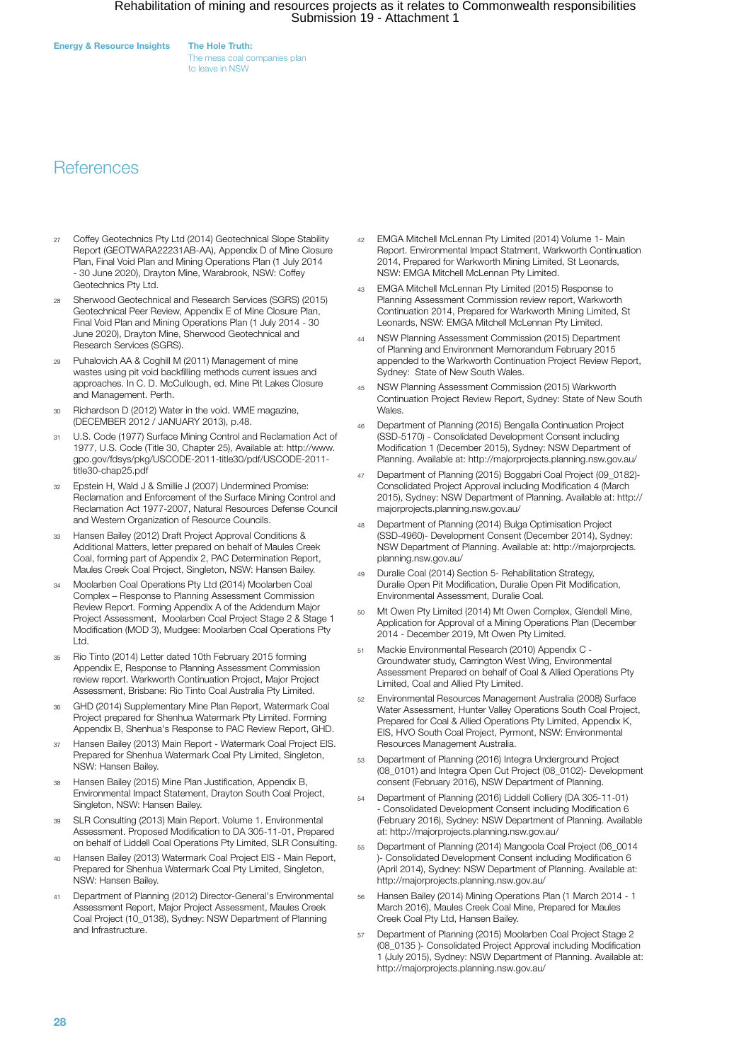# References

27. Coffey Geotechnics Pty Ltd (2014) Geotechnical Slope Stability Report (GEOTWARA22231AB-AA), Appendix D of Mine Closure Plan, Final Void Plan and Mining Operations Plan (1 July 2014 - 30 June 2020), Drayton Mine, Warabrook, NSW: Coffey Geotechnics Pty Ltd.
28. Sherwood Geotechnical and Research Services (SGRS) (2015) Geotechnical Peer Review, Appendix E of Mine Closure Plan, Final Void Plan and Mining Operations Plan (1 July 2014 - 30 June 2020), Drayton Mine, Sherwood Geotechnical and Research Services (SGRS).
29. Puhalovich AA & Coghill M (2011) Management of mine wastes using pit void backfilling methods current issues and approaches. In C. D. McCullough, ed. Mine Pit Lakes Closure and Management. Perth.
30. Richardson D (2012) Water in the void. WME magazine, (DECEMBER 2012 / JANUARY 2013), p.48.
31. U.S. Code (1977) Surface Mining Control and Reclamation Act of 1977, U.S. Code (Title 30, Chapter 25), Available at: http://www.gpo.gov/fdsys/pkg/USCODE-2011-title30/pdf/USCODE-2011-title30-chap25.pdf
32. Epstein H, Wald J & Smillie J (2007) Undermined Promise: Reclamation and Enforcement of the Surface Mining Control and Reclamation Act 1977-2007, Natural Resources Defense Council and Western Organization of Resource Councils.
33. Hansen Bailey (2012) Draft Project Approval Conditions & Additional Matters, letter prepared on behalf of Maules Creek Coal, forming part of Appendix 2, PAC Determination Report, Maules Creek Coal Project, Singleton, NSW: Hansen Bailey.
34. Moolarben Coal Operations Pty Ltd (2014) Moolarben Coal Complex – Response to Planning Assessment Commission Review Report. Forming Appendix A of the Addendum Major Project Assessment, Moolarben Coal Project Stage 2 & Stage 1 Modification (MOD 3), Mudgee: Moolarben Coal Operations Pty Ltd.
35. Rio Tinto (2014) Letter dated 10th February 2015 forming Appendix E, Response to Planning Assessment Commission review report. Warkworth Continuation Project, Major Project Assessment, Brisbane: Rio Tinto Coal Australia Pty Limited.
36. GHD (2014) Supplementary Mine Plan Report, Watermark Coal Project prepared for Shenhua Watermark Pty Limited. Forming Appendix B, Shenhua's Response to PAC Review Report, GHD.
37. Hansen Bailey (2013) Main Report - Watermark Coal Project EIS. Prepared for Shenhua Watermark Coal Pty Limited, Singleton, NSW: Hansen Bailey.
38. Hansen Bailey (2015) Mine Plan Justification, Appendix B, Environmental Impact Statement, Drayton South Coal Project, Singleton, NSW: Hansen Bailey.
39. SLR Consulting (2013) Main Report. Volume 1. Environmental Assessment. Proposed Modification to DA 305-11-01, Prepared on behalf of Liddell Coal Operations Pty Limited, SLR Consulting.
40. Hansen Bailey (2013) Watermark Coal Project EIS - Main Report, Prepared for Shenhua Watermark Coal Pty Limited, Singleton, NSW: Hansen Bailey.
41. Department of Planning (2012) Director-General's Environmental Assessment Report, Major Project Assessment, Maules Creek Coal Project (10_0138), Sydney: NSW Department of Planning and Infrastructure.
42. EMGA Mitchell McLennan Pty Limited (2014) Volume 1- Main Report. Environmental Impact Statment, Warkworth Continuation 2014, Prepared for Warkworth Mining Limited, St Leonards, NSW: EMGA Mitchell McLennan Pty Limited.
43. EMGA Mitchell McLennan Pty Limited (2015) Response to Planning Assessment Commission review report, Warkworth Continuation 2014, Prepared for Warkworth Mining Limited, St Leonards, NSW: EMGA Mitchell McLennan Pty Limited.
44. NSW Planning Assessment Commission (2015) Department of Planning and Environment Memorandum February 2015 appended to the Warkworth Continuation Project Review Report, Sydney: State of New South Wales.
45. NSW Planning Assessment Commission (2015) Warkworth Continuation Project Review Report, Sydney: State of New South Wales.
46. Department of Planning (2015) Bengalla Continuation Project (SSD-5170) - Consolidated Development Consent including Modification 1 (December 2015), Sydney: NSW Department of Planning. Available at: http://majorprojects.planning.nsw.gov.au/
47. Department of Planning (2015) Boggabri Coal Project (09_0182)- Consolidated Project Approval including Modification 4 (March 2015), Sydney: NSW Department of Planning. Available at: http://majorprojects.planning.nsw.gov.au/
48. Department of Planning (2014) Bulga Optimisation Project (SSD-4960)- Development Consent (December 2014), Sydney: NSW Department of Planning. Available at: http://majorprojects.planning.nsw.gov.au/
49. Duralie Coal (2014) Section 5- Rehabilitation Strategy, Duralie Open Pit Modification, Duralie Open Pit Modification, Environmental Assessment, Duralie Coal.
50. Mt Owen Pty Limited (2014) Mt Owen Complex, Glendell Mine, Application for Approval of a Mining Operations Plan (December 2014 - December 2019, Mt Owen Pty Limited.
51. Mackie Environmental Research (2010) Appendix C - Groundwater study, Carrington West Wing, Environmental Assessment Prepared on behalf of Coal & Allied Operations Pty Limited, Coal and Allied Pty Limited.
52. Environmental Resources Management Australia (2008) Surface Water Assessment, Hunter Valley Operations South Coal Project, Prepared for Coal & Allied Operations Pty Limited, Appendix K, EIS, HVO South Coal Project, Pyrmont, NSW: Environmental Resources Management Australia.
53. Department of Planning (2016) Integra Underground Project (08_0101) and Integra Open Cut Project (08_0102)- Development consent (February 2016), NSW Department of Planning.
54. Department of Planning (2016) Liddell Colliery (DA 305-11-01) - Consolidated Development Consent including Modification 6 (February 2016), Sydney: NSW Department of Planning. Available at: http://majorprojects.planning.nsw.gov.au/
55. Department of Planning (2014) Mangoola Coal Project (06_0014 )- Consolidated Development Consent including Modification 6 (April 2014), Sydney: NSW Department of Planning. Available at: http://majorprojects.planning.nsw.gov.au/
56. Hansen Bailey (2014) Mining Operations Plan (1 March 2014 - 1 March 2016), Maules Creek Coal Mine, Prepared for Maules Creek Coal Pty Ltd, Hansen Bailey.
57. Department of Planning (2015) Moolarben Coal Project Stage 2 (08_0135 )- Consolidated Project Approval including Modification 1 (July 2015), Sydney: NSW Department of Planning. Available at: http://majorprojects.planning.nsw.gov.au/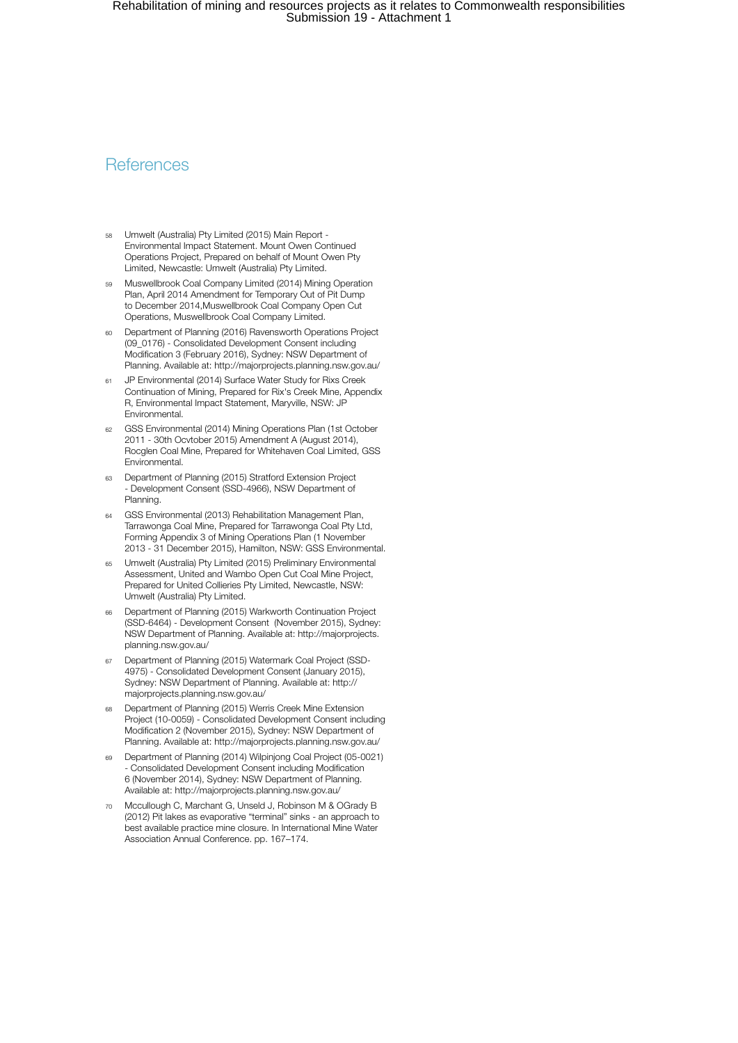# References

58. Umwelt (Australia) Pty Limited (2015) Main Report - Environmental Impact Statement. Mount Owen Continued Operations Project, Prepared on behalf of Mount Owen Pty Limited, Newcastle: Umwelt (Australia) Pty Limited.
59. Muswellbrook Coal Company Limited (2014) Mining Operation Plan, April 2014 Amendment for Temporary Out of Pit Dump to December 2014,Muswellbrook Coal Company Open Cut Operations, Muswellbrook Coal Company Limited.
60. Department of Planning (2016) Ravensworth Operations Project (09_0176) - Consolidated Development Consent including Modification 3 (February 2016), Sydney: NSW Department of Planning. Available at: http://majorprojects.planning.nsw.gov.au/
61. JP Environmental (2014) Surface Water Study for Rixs Creek Continuation of Mining, Prepared for Rix's Creek Mine, Appendix R, Environmental Impact Statement, Maryville, NSW: JP Environmental.
62. GSS Environmental (2014) Mining Operations Plan (1st October 2011 - 30th Ocvtober 2015) Amendment A (August 2014), Rocglen Coal Mine, Prepared for Whitehaven Coal Limited, GSS Environmental.
63. Department of Planning (2015) Stratford Extension Project - Development Consent (SSD-4966), NSW Department of Planning.
64. GSS Environmental (2013) Rehabilitation Management Plan, Tarrawonga Coal Mine, Prepared for Tarrawonga Coal Pty Ltd, Forming Appendix 3 of Mining Operations Plan (1 November 2013 - 31 December 2015), Hamilton, NSW: GSS Environmental.
65. Umwelt (Australia) Pty Limited (2015) Preliminary Environmental Assessment, United and Wambo Open Cut Coal Mine Project, Prepared for United Collieries Pty Limited, Newcastle, NSW: Umwelt (Australia) Pty Limited.
66. Department of Planning (2015) Warkworth Continuation Project (SSD-6464) - Development Consent (November 2015), Sydney: NSW Department of Planning. Available at: http://majorprojects.planning.nsw.gov.au/
67. Department of Planning (2015) Watermark Coal Project (SSD-4975) - Consolidated Development Consent (January 2015), Sydney: NSW Department of Planning. Available at: http://majorprojects.planning.nsw.gov.au/
68. Department of Planning (2015) Werris Creek Mine Extension Project (10-0059) - Consolidated Development Consent including Modification 2 (November 2015), Sydney: NSW Department of Planning. Available at: http://majorprojects.planning.nsw.gov.au/
69. Department of Planning (2014) Wilpinjong Coal Project (05-0021) - Consolidated Development Consent including Modification 6 (November 2014), Sydney: NSW Department of Planning. Available at: http://majorprojects.planning.nsw.gov.au/
70. Mccullough C, Marchant G, Unseld J, Robinson M & OGrady B (2012) Pit lakes as evaporative "terminal" sinks - an approach to best available practice mine closure. In International Mine Water Association Annual Conference. pp. 167–174.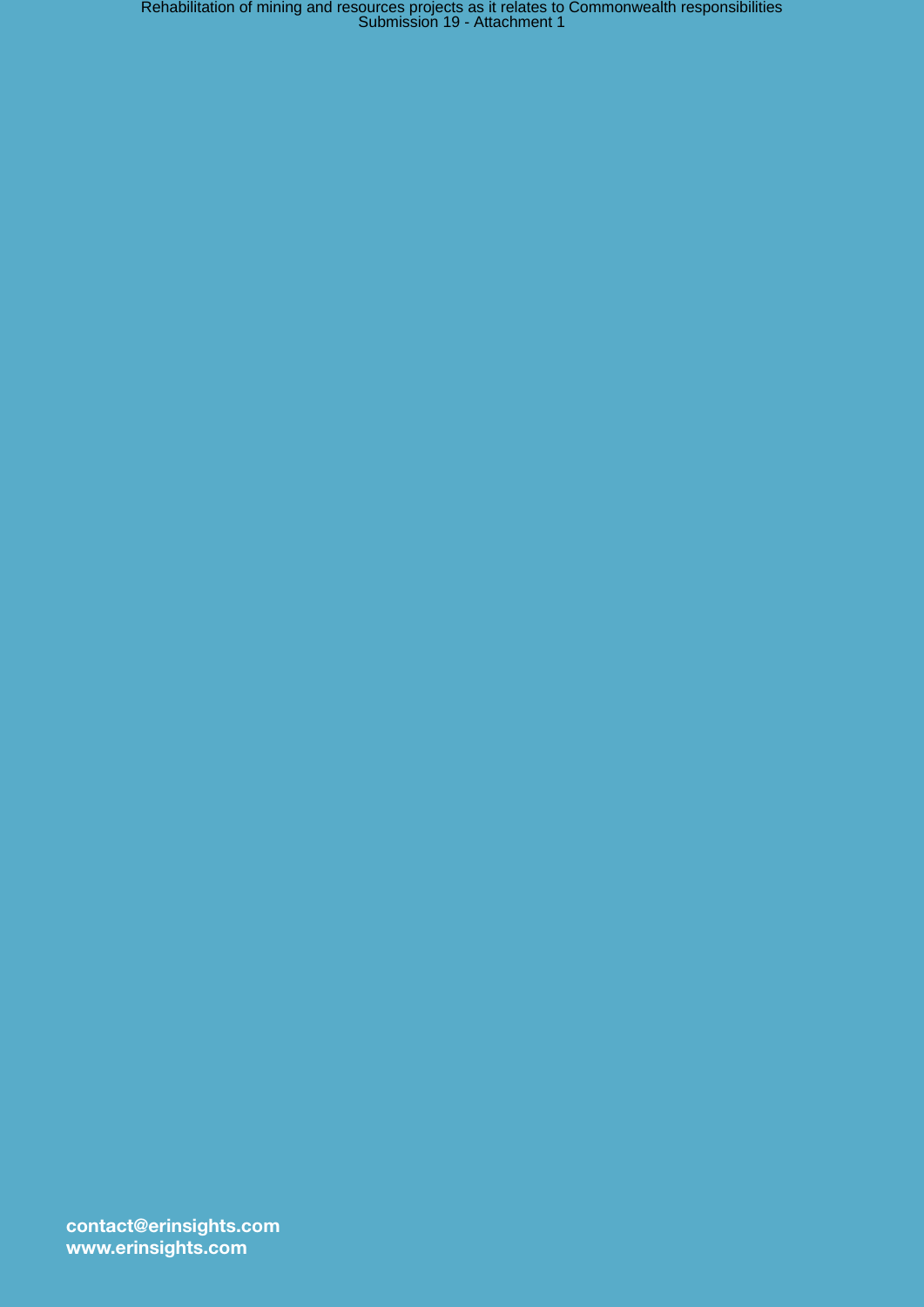**contact@erinsights.com**
**www.erinsights.com**